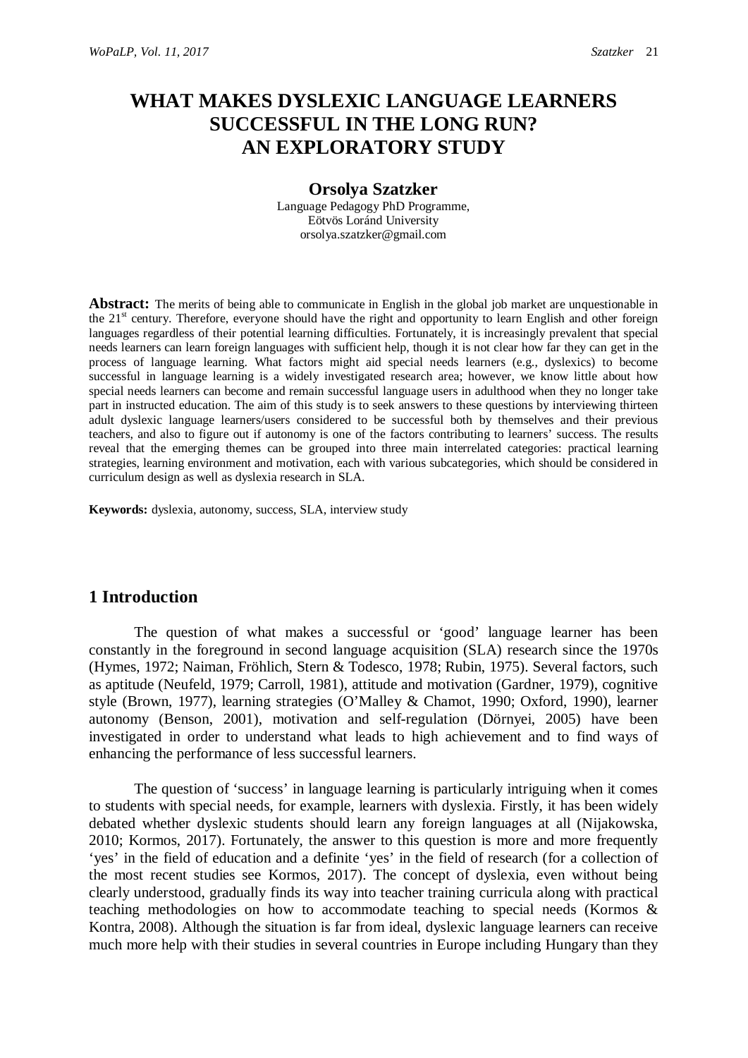# WHAT MAKES DYSLEXIC LANGUAGE LEARNERS SUCCESSFUL IN THE LONG RUN? AN EXPLORATORY STUDY

**Orsolya Szatzker**

Language Pedagogy PhD Programme,
Eötvös Loránd University
orsolya.szatzker@gmail.com

**Abstract:** The merits of being able to communicate in English in the global job market are unquestionable in the 21st century. Therefore, everyone should have the right and opportunity to learn English and other foreign languages regardless of their potential learning difficulties. Fortunately, it is increasingly prevalent that special needs learners can learn foreign languages with sufficient help, though it is not clear how far they can get in the process of language learning. What factors might aid special needs learners (e.g., dyslexics) to become successful in language learning is a widely investigated research area; however, we know little about how special needs learners can become and remain successful language users in adulthood when they no longer take part in instructed education. The aim of this study is to seek answers to these questions by interviewing thirteen adult dyslexic language learners/users considered to be successful both by themselves and their previous teachers, and also to figure out if autonomy is one of the factors contributing to learners' success. The results reveal that the emerging themes can be grouped into three main interrelated categories: practical learning strategies, learning environment and motivation, each with various subcategories, which should be considered in curriculum design as well as dyslexia research in SLA.

**Keywords:** dyslexia, autonomy, success, SLA, interview study

## 1 Introduction

The question of what makes a successful or 'good' language learner has been constantly in the foreground in second language acquisition (SLA) research since the 1970s (Hymes, 1972; Naiman, Fröhlich, Stern & Todesco, 1978; Rubin, 1975). Several factors, such as aptitude (Neufeld, 1979; Carroll, 1981), attitude and motivation (Gardner, 1979), cognitive style (Brown, 1977), learning strategies (O'Malley & Chamot, 1990; Oxford, 1990), learner autonomy (Benson, 2001), motivation and self-regulation (Dörnyei, 2005) have been investigated in order to understand what leads to high achievement and to find ways of enhancing the performance of less successful learners.

The question of 'success' in language learning is particularly intriguing when it comes to students with special needs, for example, learners with dyslexia. Firstly, it has been widely debated whether dyslexic students should learn any foreign languages at all (Nijakowska, 2010; Kormos, 2017). Fortunately, the answer to this question is more and more frequently 'yes' in the field of education and a definite 'yes' in the field of research (for a collection of the most recent studies see Kormos, 2017). The concept of dyslexia, even without being clearly understood, gradually finds its way into teacher training curricula along with practical teaching methodologies on how to accommodate teaching to special needs (Kormos & Kontra, 2008). Although the situation is far from ideal, dyslexic language learners can receive much more help with their studies in several countries in Europe including Hungary than they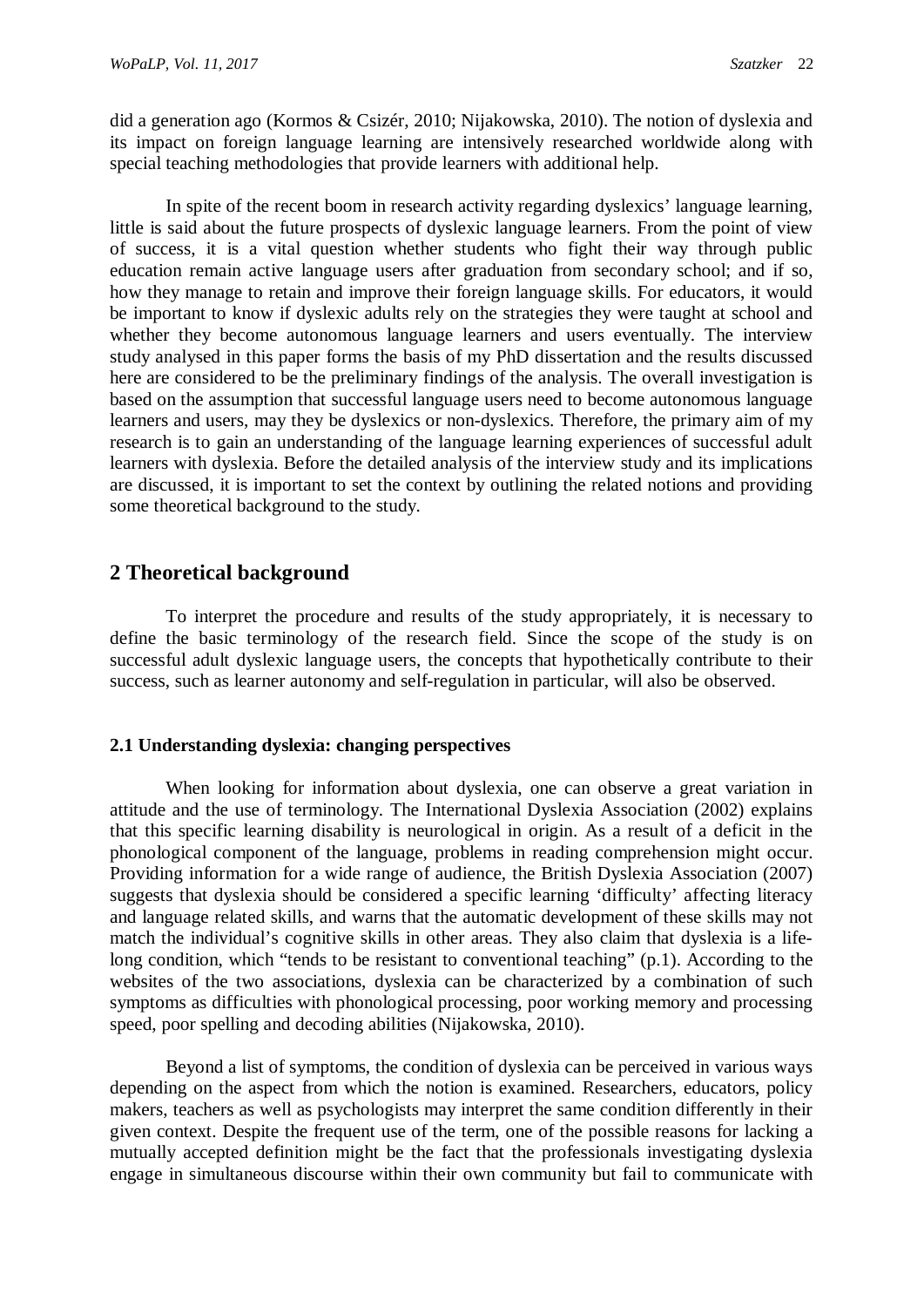did a generation ago (Kormos & Csizér, 2010; Nijakowska, 2010). The notion of dyslexia and its impact on foreign language learning are intensively researched worldwide along with special teaching methodologies that provide learners with additional help.

In spite of the recent boom in research activity regarding dyslexics' language learning, little is said about the future prospects of dyslexic language learners. From the point of view of success, it is a vital question whether students who fight their way through public education remain active language users after graduation from secondary school; and if so, how they manage to retain and improve their foreign language skills. For educators, it would be important to know if dyslexic adults rely on the strategies they were taught at school and whether they become autonomous language learners and users eventually. The interview study analysed in this paper forms the basis of my PhD dissertation and the results discussed here are considered to be the preliminary findings of the analysis. The overall investigation is based on the assumption that successful language users need to become autonomous language learners and users, may they be dyslexics or non-dyslexics. Therefore, the primary aim of my research is to gain an understanding of the language learning experiences of successful adult learners with dyslexia. Before the detailed analysis of the interview study and its implications are discussed, it is important to set the context by outlining the related notions and providing some theoretical background to the study.

## 2 Theoretical background

To interpret the procedure and results of the study appropriately, it is necessary to define the basic terminology of the research field. Since the scope of the study is on successful adult dyslexic language users, the concepts that hypothetically contribute to their success, such as learner autonomy and self-regulation in particular, will also be observed.

### 2.1 Understanding dyslexia: changing perspectives

When looking for information about dyslexia, one can observe a great variation in attitude and the use of terminology. The International Dyslexia Association (2002) explains that this specific learning disability is neurological in origin. As a result of a deficit in the phonological component of the language, problems in reading comprehension might occur. Providing information for a wide range of audience, the British Dyslexia Association (2007) suggests that dyslexia should be considered a specific learning 'difficulty' affecting literacy and language related skills, and warns that the automatic development of these skills may not match the individual's cognitive skills in other areas. They also claim that dyslexia is a life-long condition, which "tends to be resistant to conventional teaching" (p.1). According to the websites of the two associations, dyslexia can be characterized by a combination of such symptoms as difficulties with phonological processing, poor working memory and processing speed, poor spelling and decoding abilities (Nijakowska, 2010).

Beyond a list of symptoms, the condition of dyslexia can be perceived in various ways depending on the aspect from which the notion is examined. Researchers, educators, policy makers, teachers as well as psychologists may interpret the same condition differently in their given context. Despite the frequent use of the term, one of the possible reasons for lacking a mutually accepted definition might be the fact that the professionals investigating dyslexia engage in simultaneous discourse within their own community but fail to communicate with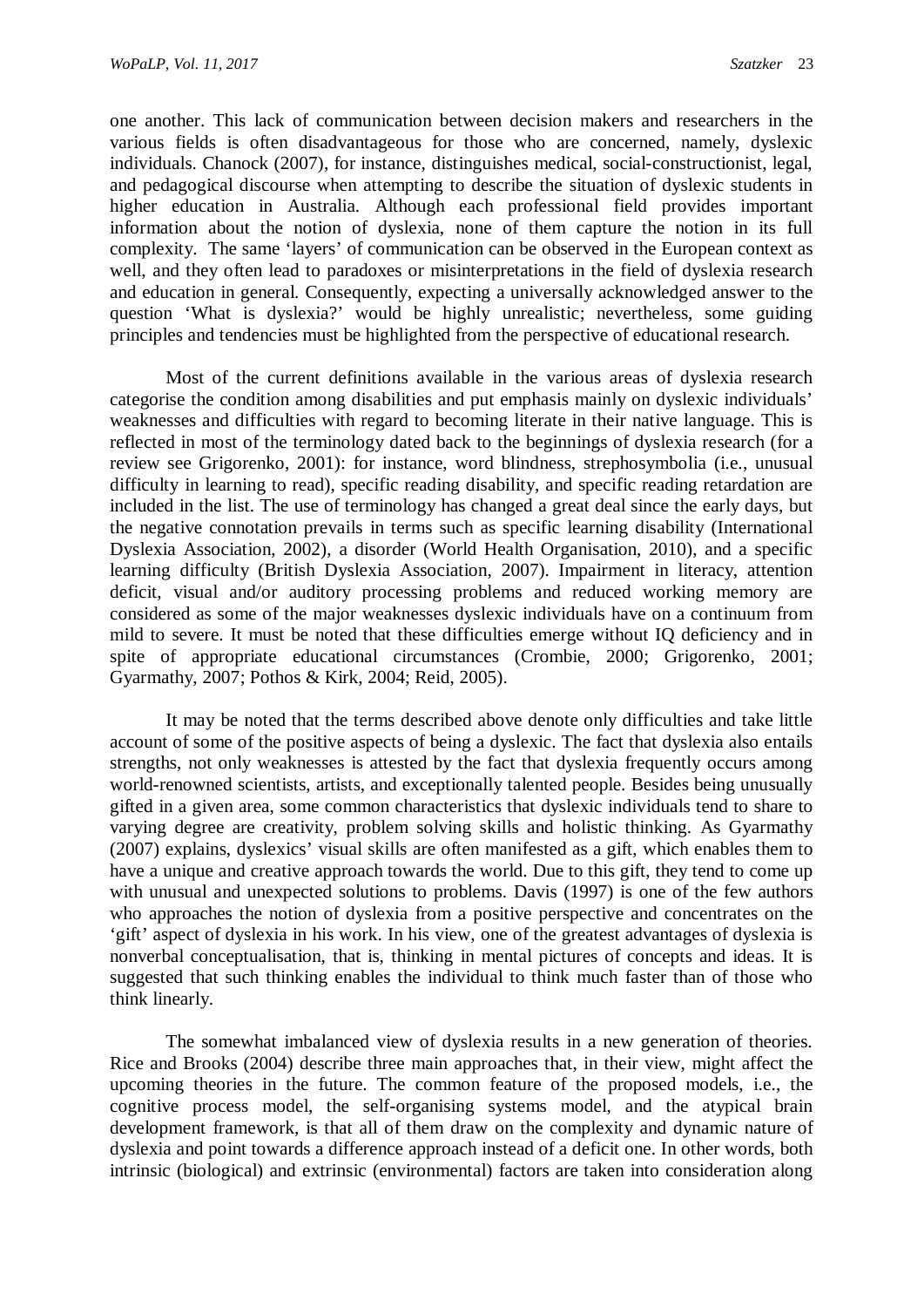one another. This lack of communication between decision makers and researchers in the various fields is often disadvantageous for those who are concerned, namely, dyslexic individuals. Chanock (2007), for instance, distinguishes medical, social-constructionist, legal, and pedagogical discourse when attempting to describe the situation of dyslexic students in higher education in Australia. Although each professional field provides important information about the notion of dyslexia, none of them capture the notion in its full complexity. The same 'layers' of communication can be observed in the European context as well, and they often lead to paradoxes or misinterpretations in the field of dyslexia research and education in general. Consequently, expecting a universally acknowledged answer to the question 'What is dyslexia?' would be highly unrealistic; nevertheless, some guiding principles and tendencies must be highlighted from the perspective of educational research.

Most of the current definitions available in the various areas of dyslexia research categorise the condition among disabilities and put emphasis mainly on dyslexic individuals' weaknesses and difficulties with regard to becoming literate in their native language. This is reflected in most of the terminology dated back to the beginnings of dyslexia research (for a review see Grigorenko, 2001): for instance, word blindness, strephosymbolia (i.e., unusual difficulty in learning to read), specific reading disability, and specific reading retardation are included in the list. The use of terminology has changed a great deal since the early days, but the negative connotation prevails in terms such as specific learning disability (International Dyslexia Association, 2002), a disorder (World Health Organisation, 2010), and a specific learning difficulty (British Dyslexia Association, 2007). Impairment in literacy, attention deficit, visual and/or auditory processing problems and reduced working memory are considered as some of the major weaknesses dyslexic individuals have on a continuum from mild to severe. It must be noted that these difficulties emerge without IQ deficiency and in spite of appropriate educational circumstances (Crombie, 2000; Grigorenko, 2001; Gyarmathy, 2007; Pothos & Kirk, 2004; Reid, 2005).

It may be noted that the terms described above denote only difficulties and take little account of some of the positive aspects of being a dyslexic. The fact that dyslexia also entails strengths, not only weaknesses is attested by the fact that dyslexia frequently occurs among world-renowned scientists, artists, and exceptionally talented people. Besides being unusually gifted in a given area, some common characteristics that dyslexic individuals tend to share to varying degree are creativity, problem solving skills and holistic thinking. As Gyarmathy (2007) explains, dyslexics' visual skills are often manifested as a gift, which enables them to have a unique and creative approach towards the world. Due to this gift, they tend to come up with unusual and unexpected solutions to problems. Davis (1997) is one of the few authors who approaches the notion of dyslexia from a positive perspective and concentrates on the 'gift' aspect of dyslexia in his work. In his view, one of the greatest advantages of dyslexia is nonverbal conceptualisation, that is, thinking in mental pictures of concepts and ideas. It is suggested that such thinking enables the individual to think much faster than of those who think linearly.

The somewhat imbalanced view of dyslexia results in a new generation of theories. Rice and Brooks (2004) describe three main approaches that, in their view, might affect the upcoming theories in the future. The common feature of the proposed models, i.e., the cognitive process model, the self-organising systems model, and the atypical brain development framework, is that all of them draw on the complexity and dynamic nature of dyslexia and point towards a difference approach instead of a deficit one. In other words, both intrinsic (biological) and extrinsic (environmental) factors are taken into consideration along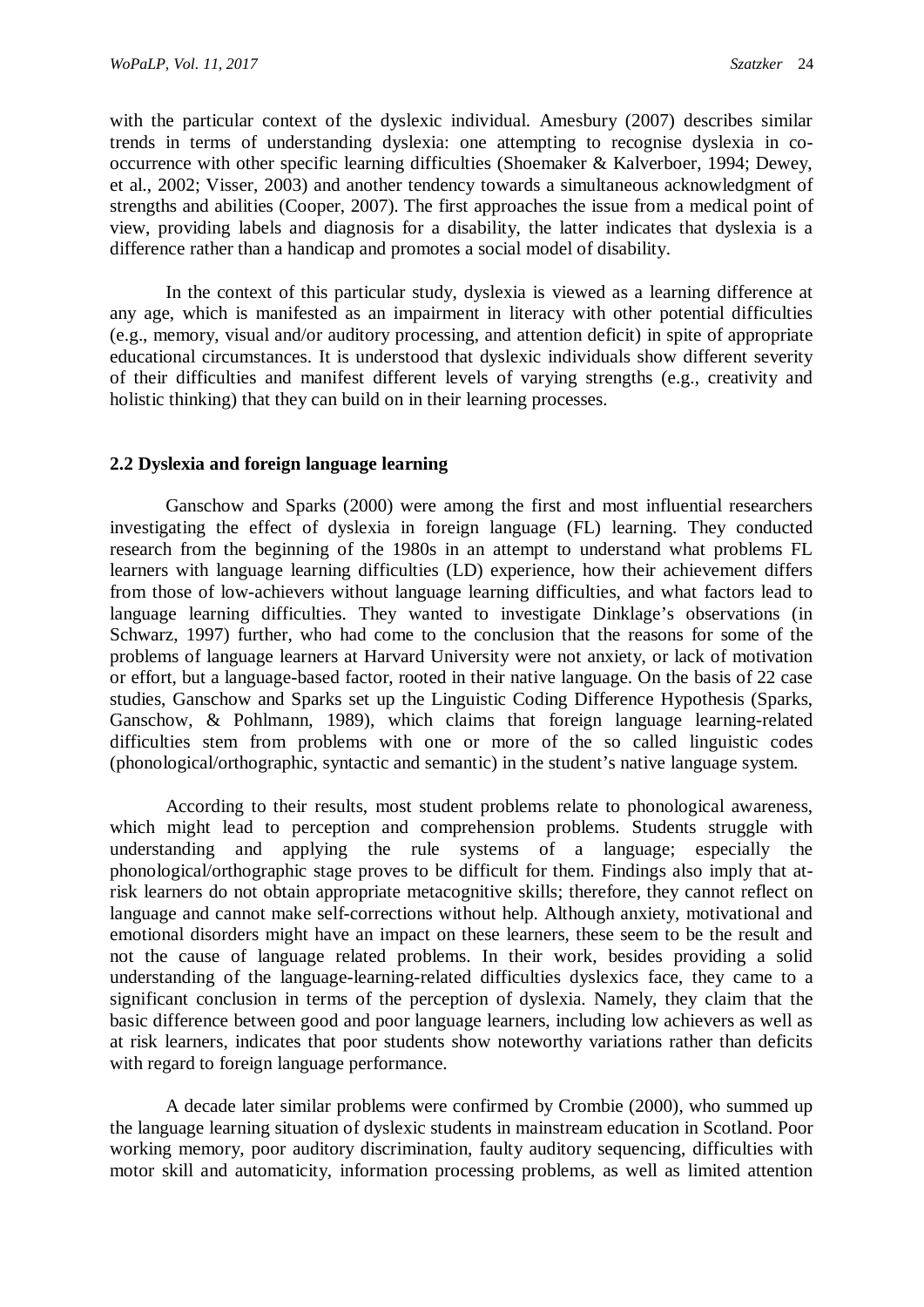with the particular context of the dyslexic individual. Amesbury (2007) describes similar trends in terms of understanding dyslexia: one attempting to recognise dyslexia in co-occurrence with other specific learning difficulties (Shoemaker & Kalverboer, 1994; Dewey, et al., 2002; Visser, 2003) and another tendency towards a simultaneous acknowledgment of strengths and abilities (Cooper, 2007). The first approaches the issue from a medical point of view, providing labels and diagnosis for a disability, the latter indicates that dyslexia is a difference rather than a handicap and promotes a social model of disability.

In the context of this particular study, dyslexia is viewed as a learning difference at any age, which is manifested as an impairment in literacy with other potential difficulties (e.g., memory, visual and/or auditory processing, and attention deficit) in spite of appropriate educational circumstances. It is understood that dyslexic individuals show different severity of their difficulties and manifest different levels of varying strengths (e.g., creativity and holistic thinking) that they can build on in their learning processes.

### 2.2 Dyslexia and foreign language learning

Ganschow and Sparks (2000) were among the first and most influential researchers investigating the effect of dyslexia in foreign language (FL) learning. They conducted research from the beginning of the 1980s in an attempt to understand what problems FL learners with language learning difficulties (LD) experience, how their achievement differs from those of low-achievers without language learning difficulties, and what factors lead to language learning difficulties. They wanted to investigate Dinklage's observations (in Schwarz, 1997) further, who had come to the conclusion that the reasons for some of the problems of language learners at Harvard University were not anxiety, or lack of motivation or effort, but a language-based factor, rooted in their native language. On the basis of 22 case studies, Ganschow and Sparks set up the Linguistic Coding Difference Hypothesis (Sparks, Ganschow, & Pohlmann, 1989), which claims that foreign language learning-related difficulties stem from problems with one or more of the so called linguistic codes (phonological/orthographic, syntactic and semantic) in the student's native language system.

According to their results, most student problems relate to phonological awareness, which might lead to perception and comprehension problems. Students struggle with understanding and applying the rule systems of a language; especially the phonological/orthographic stage proves to be difficult for them. Findings also imply that at-risk learners do not obtain appropriate metacognitive skills; therefore, they cannot reflect on language and cannot make self-corrections without help. Although anxiety, motivational and emotional disorders might have an impact on these learners, these seem to be the result and not the cause of language related problems. In their work, besides providing a solid understanding of the language-learning-related difficulties dyslexics face, they came to a significant conclusion in terms of the perception of dyslexia. Namely, they claim that the basic difference between good and poor language learners, including low achievers as well as at risk learners, indicates that poor students show noteworthy variations rather than deficits with regard to foreign language performance.

A decade later similar problems were confirmed by Crombie (2000), who summed up the language learning situation of dyslexic students in mainstream education in Scotland. Poor working memory, poor auditory discrimination, faulty auditory sequencing, difficulties with motor skill and automaticity, information processing problems, as well as limited attention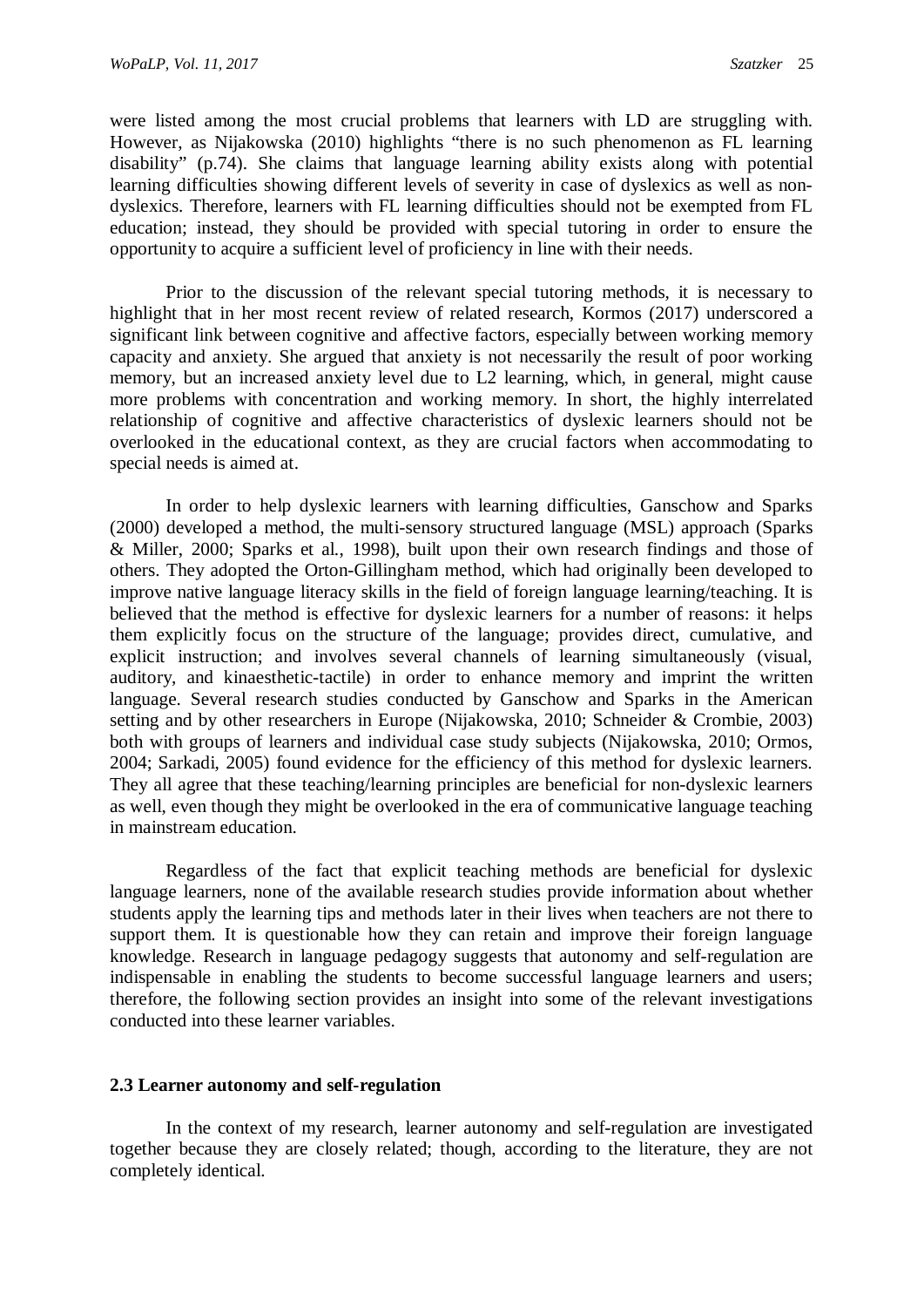were listed among the most crucial problems that learners with LD are struggling with. However, as Nijakowska (2010) highlights "there is no such phenomenon as FL learning disability" (p.74). She claims that language learning ability exists along with potential learning difficulties showing different levels of severity in case of dyslexics as well as non-dyslexics. Therefore, learners with FL learning difficulties should not be exempted from FL education; instead, they should be provided with special tutoring in order to ensure the opportunity to acquire a sufficient level of proficiency in line with their needs.

Prior to the discussion of the relevant special tutoring methods, it is necessary to highlight that in her most recent review of related research, Kormos (2017) underscored a significant link between cognitive and affective factors, especially between working memory capacity and anxiety. She argued that anxiety is not necessarily the result of poor working memory, but an increased anxiety level due to L2 learning, which, in general, might cause more problems with concentration and working memory. In short, the highly interrelated relationship of cognitive and affective characteristics of dyslexic learners should not be overlooked in the educational context, as they are crucial factors when accommodating to special needs is aimed at.

In order to help dyslexic learners with learning difficulties, Ganschow and Sparks (2000) developed a method, the multi-sensory structured language (MSL) approach (Sparks & Miller, 2000; Sparks et al., 1998), built upon their own research findings and those of others. They adopted the Orton-Gillingham method, which had originally been developed to improve native language literacy skills in the field of foreign language learning/teaching. It is believed that the method is effective for dyslexic learners for a number of reasons: it helps them explicitly focus on the structure of the language; provides direct, cumulative, and explicit instruction; and involves several channels of learning simultaneously (visual, auditory, and kinaesthetic-tactile) in order to enhance memory and imprint the written language. Several research studies conducted by Ganschow and Sparks in the American setting and by other researchers in Europe (Nijakowska, 2010; Schneider & Crombie, 2003) both with groups of learners and individual case study subjects (Nijakowska, 2010; Ormos, 2004; Sarkadi, 2005) found evidence for the efficiency of this method for dyslexic learners. They all agree that these teaching/learning principles are beneficial for non-dyslexic learners as well, even though they might be overlooked in the era of communicative language teaching in mainstream education.

Regardless of the fact that explicit teaching methods are beneficial for dyslexic language learners, none of the available research studies provide information about whether students apply the learning tips and methods later in their lives when teachers are not there to support them. It is questionable how they can retain and improve their foreign language knowledge. Research in language pedagogy suggests that autonomy and self-regulation are indispensable in enabling the students to become successful language learners and users; therefore, the following section provides an insight into some of the relevant investigations conducted into these learner variables.

### 2.3 Learner autonomy and self-regulation

In the context of my research, learner autonomy and self-regulation are investigated together because they are closely related; though, according to the literature, they are not completely identical.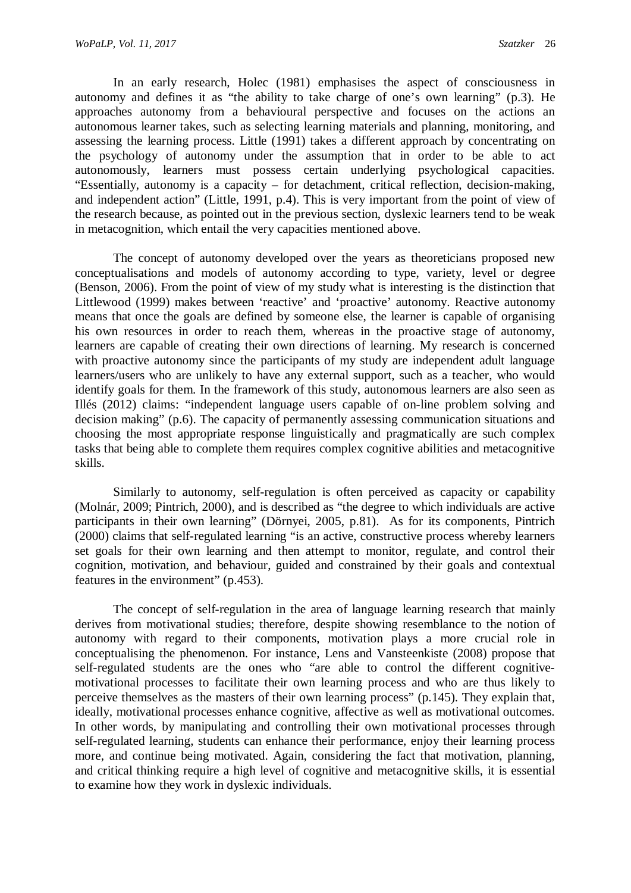In an early research, Holec (1981) emphasises the aspect of consciousness in autonomy and defines it as “the ability to take charge of one’s own learning” (p.3). He approaches autonomy from a behavioural perspective and focuses on the actions an autonomous learner takes, such as selecting learning materials and planning, monitoring, and assessing the learning process. Little (1991) takes a different approach by concentrating on the psychology of autonomy under the assumption that in order to be able to act autonomously, learners must possess certain underlying psychological capacities. “Essentially, autonomy is a capacity – for detachment, critical reflection, decision-making, and independent action” (Little, 1991, p.4). This is very important from the point of view of the research because, as pointed out in the previous section, dyslexic learners tend to be weak in metacognition, which entail the very capacities mentioned above.

The concept of autonomy developed over the years as theoreticians proposed new conceptualisations and models of autonomy according to type, variety, level or degree (Benson, 2006). From the point of view of my study what is interesting is the distinction that Littlewood (1999) makes between ‘reactive’ and ‘proactive’ autonomy. Reactive autonomy means that once the goals are defined by someone else, the learner is capable of organising his own resources in order to reach them, whereas in the proactive stage of autonomy, learners are capable of creating their own directions of learning. My research is concerned with proactive autonomy since the participants of my study are independent adult language learners/users who are unlikely to have any external support, such as a teacher, who would identify goals for them. In the framework of this study, autonomous learners are also seen as Illés (2012) claims: “independent language users capable of on-line problem solving and decision making” (p.6). The capacity of permanently assessing communication situations and choosing the most appropriate response linguistically and pragmatically are such complex tasks that being able to complete them requires complex cognitive abilities and metacognitive skills.

Similarly to autonomy, self-regulation is often perceived as capacity or capability (Molnár, 2009; Pintrich, 2000), and is described as “the degree to which individuals are active participants in their own learning” (Dörnyei, 2005, p.81). As for its components, Pintrich (2000) claims that self-regulated learning “is an active, constructive process whereby learners set goals for their own learning and then attempt to monitor, regulate, and control their cognition, motivation, and behaviour, guided and constrained by their goals and contextual features in the environment” (p.453).

The concept of self-regulation in the area of language learning research that mainly derives from motivational studies; therefore, despite showing resemblance to the notion of autonomy with regard to their components, motivation plays a more crucial role in conceptualising the phenomenon. For instance, Lens and Vansteenkiste (2008) propose that self-regulated students are the ones who “are able to control the different cognitive-motivational processes to facilitate their own learning process and who are thus likely to perceive themselves as the masters of their own learning process” (p.145). They explain that, ideally, motivational processes enhance cognitive, affective as well as motivational outcomes. In other words, by manipulating and controlling their own motivational processes through self-regulated learning, students can enhance their performance, enjoy their learning process more, and continue being motivated. Again, considering the fact that motivation, planning, and critical thinking require a high level of cognitive and metacognitive skills, it is essential to examine how they work in dyslexic individuals.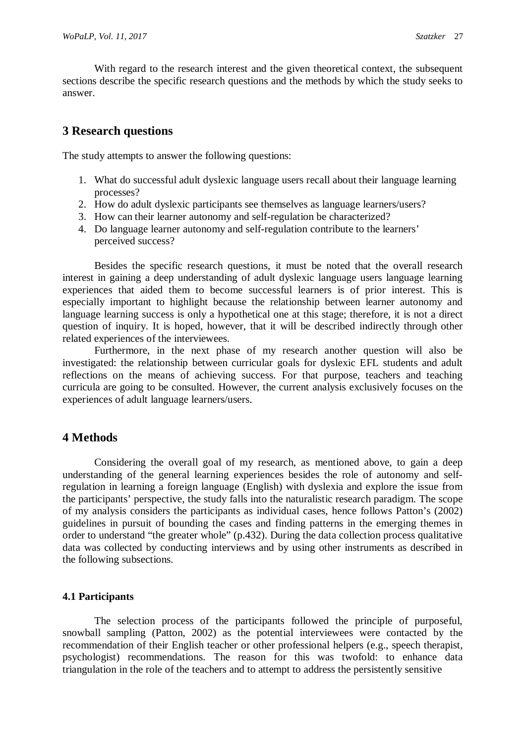With regard to the research interest and the given theoretical context, the subsequent sections describe the specific research questions and the methods by which the study seeks to answer.

## 3 Research questions

The study attempts to answer the following questions:

1. What do successful adult dyslexic language users recall about their language learning processes?
2. How do adult dyslexic participants see themselves as language learners/users?
3. How can their learner autonomy and self-regulation be characterized?
4. Do language learner autonomy and self-regulation contribute to the learners' perceived success?

Besides the specific research questions, it must be noted that the overall research interest in gaining a deep understanding of adult dyslexic language users language learning experiences that aided them to become successful learners is of prior interest. This is especially important to highlight because the relationship between learner autonomy and language learning success is only a hypothetical one at this stage; therefore, it is not a direct question of inquiry. It is hoped, however, that it will be described indirectly through other related experiences of the interviewees.

Furthermore, in the next phase of my research another question will also be investigated: the relationship between curricular goals for dyslexic EFL students and adult reflections on the means of achieving success. For that purpose, teachers and teaching curricula are going to be consulted. However, the current analysis exclusively focuses on the experiences of adult language learners/users.

## 4 Methods

Considering the overall goal of my research, as mentioned above, to gain a deep understanding of the general learning experiences besides the role of autonomy and self-regulation in learning a foreign language (English) with dyslexia and explore the issue from the participants' perspective, the study falls into the naturalistic research paradigm. The scope of my analysis considers the participants as individual cases, hence follows Patton's (2002) guidelines in pursuit of bounding the cases and finding patterns in the emerging themes in order to understand "the greater whole" (p.432). During the data collection process qualitative data was collected by conducting interviews and by using other instruments as described in the following subsections.

### 4.1 Participants

The selection process of the participants followed the principle of purposeful, snowball sampling (Patton, 2002) as the potential interviewees were contacted by the recommendation of their English teacher or other professional helpers (e.g., speech therapist, psychologist) recommendations. The reason for this was twofold: to enhance data triangulation in the role of the teachers and to attempt to address the persistently sensitive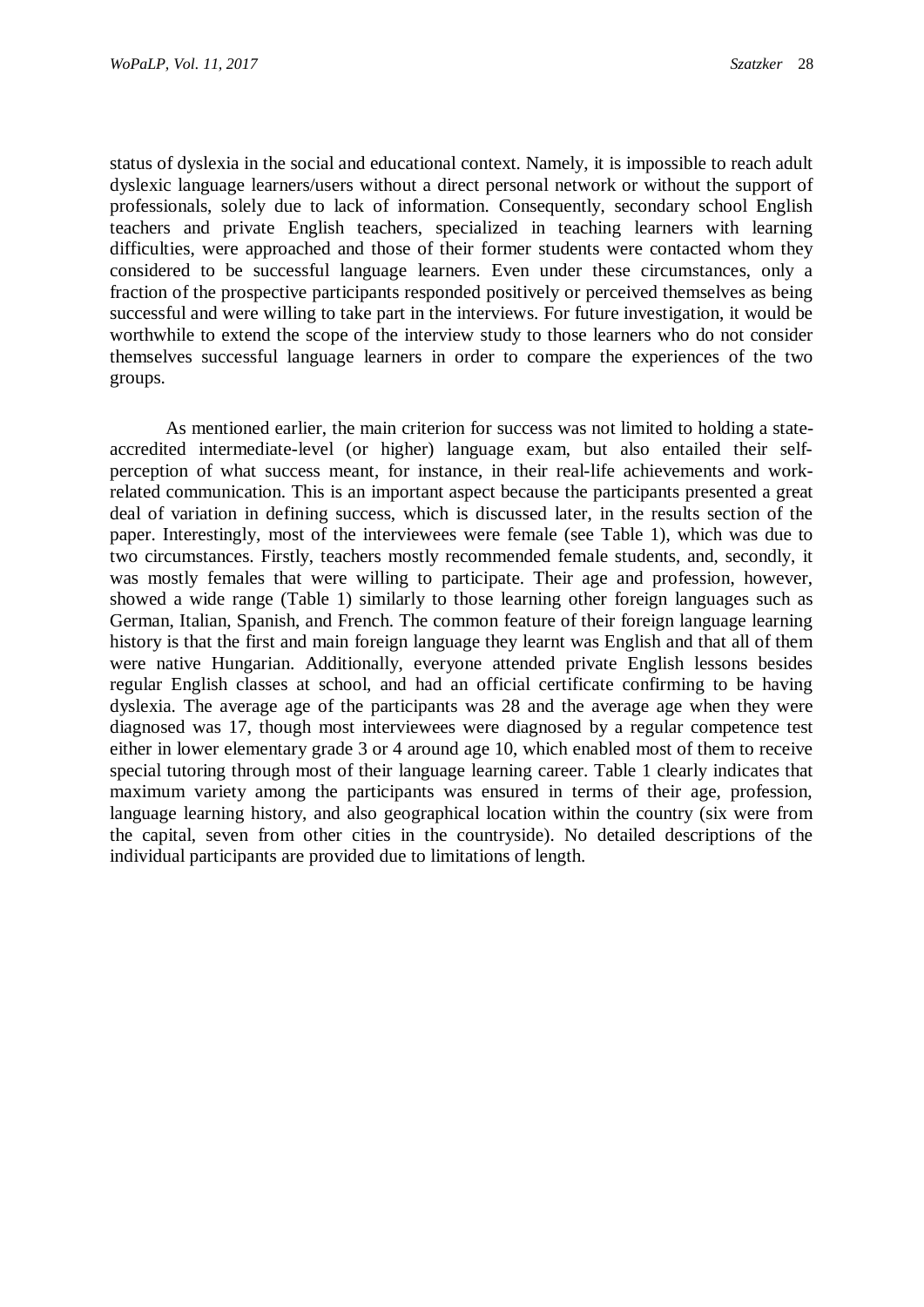status of dyslexia in the social and educational context. Namely, it is impossible to reach adult dyslexic language learners/users without a direct personal network or without the support of professionals, solely due to lack of information. Consequently, secondary school English teachers and private English teachers, specialized in teaching learners with learning difficulties, were approached and those of their former students were contacted whom they considered to be successful language learners. Even under these circumstances, only a fraction of the prospective participants responded positively or perceived themselves as being successful and were willing to take part in the interviews. For future investigation, it would be worthwhile to extend the scope of the interview study to those learners who do not consider themselves successful language learners in order to compare the experiences of the two groups.

As mentioned earlier, the main criterion for success was not limited to holding a state-accredited intermediate-level (or higher) language exam, but also entailed their self-perception of what success meant, for instance, in their real-life achievements and work-related communication. This is an important aspect because the participants presented a great deal of variation in defining success, which is discussed later, in the results section of the paper. Interestingly, most of the interviewees were female (see Table 1), which was due to two circumstances. Firstly, teachers mostly recommended female students, and, secondly, it was mostly females that were willing to participate. Their age and profession, however, showed a wide range (Table 1) similarly to those learning other foreign languages such as German, Italian, Spanish, and French. The common feature of their foreign language learning history is that the first and main foreign language they learnt was English and that all of them were native Hungarian. Additionally, everyone attended private English lessons besides regular English classes at school, and had an official certificate confirming to be having dyslexia. The average age of the participants was 28 and the average age when they were diagnosed was 17, though most interviewees were diagnosed by a regular competence test either in lower elementary grade 3 or 4 around age 10, which enabled most of them to receive special tutoring through most of their language learning career. Table 1 clearly indicates that maximum variety among the participants was ensured in terms of their age, profession, language learning history, and also geographical location within the country (six were from the capital, seven from other cities in the countryside). No detailed descriptions of the individual participants are provided due to limitations of length.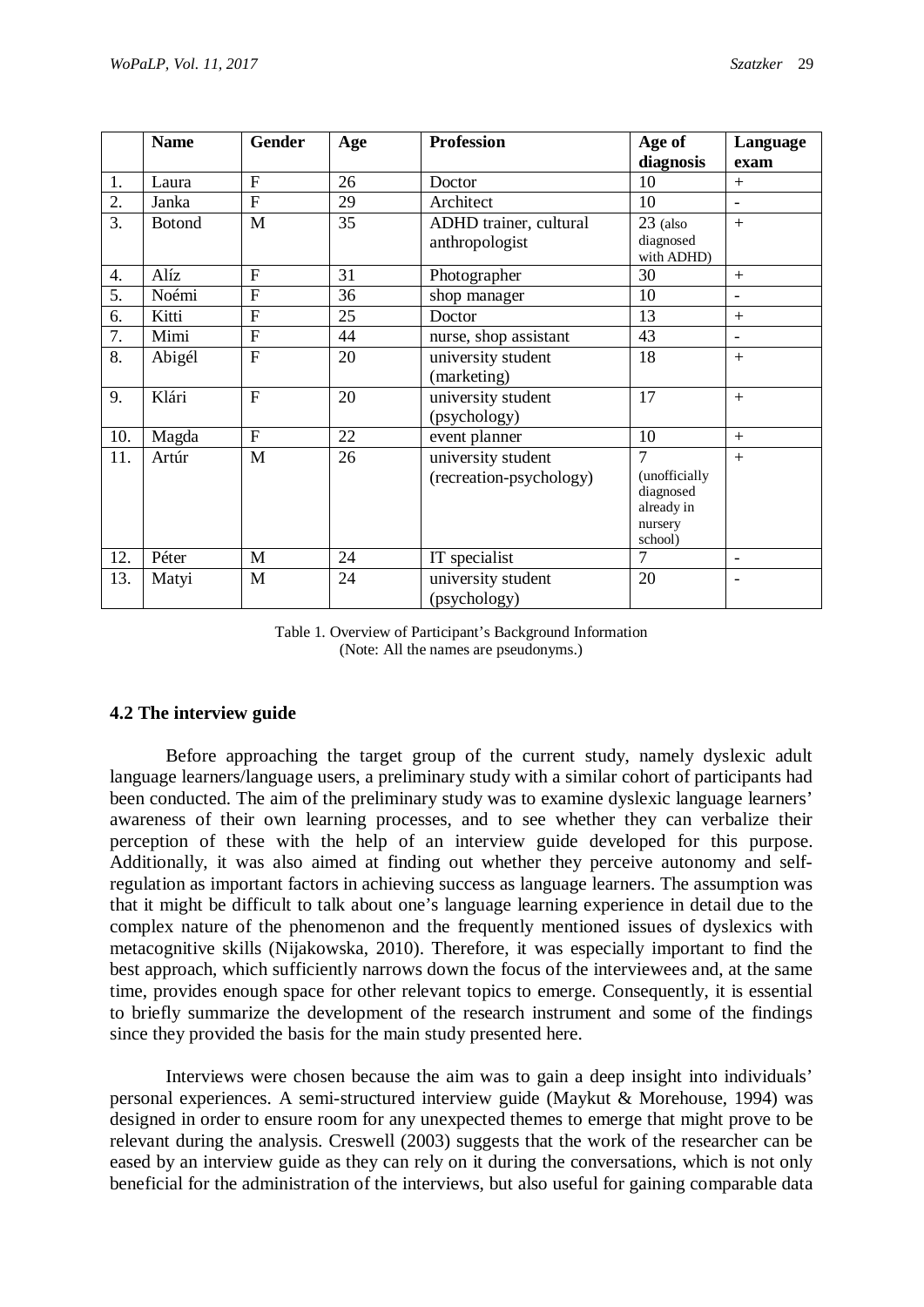| | Name | Gender | Age | Profession | Age of diagnosis | Language exam |
|---|---|---|---|---|---|---|
| 1. | Laura | F | 26 | Doctor | 10 | + |
| 2. | Janka | F | 29 | Architect | 10 | - |
| 3. | Botond | M | 35 | ADHD trainer, cultural anthropologist | 23 (also diagnosed with ADHD) | + |
| 4. | Alíz | F | 31 | Photographer | 30 | + |
| 5. | Noémi | F | 36 | shop manager | 10 | - |
| 6. | Kitti | F | 25 | Doctor | 13 | + |
| 7. | Mimi | F | 44 | nurse, shop assistant | 43 | - |
| 8. | Abigél | F | 20 | university student (marketing) | 18 | + |
| 9. | Klári | F | 20 | university student (psychology) | 17 | + |
| 10. | Magda | F | 22 | event planner | 10 | + |
| 11. | Artúr | M | 26 | university student (recreation-psychology) | 7 (unofficially diagnosed already in nursery school) | + |
| 12. | Péter | M | 24 | IT specialist | 7 | - |
| 13. | Matyi | M | 24 | university student (psychology) | 20 | - |

Table 1. Overview of Participant's Background Information
(Note: All the names are pseudonyms.)

### 4.2 The interview guide

Before approaching the target group of the current study, namely dyslexic adult language learners/language users, a preliminary study with a similar cohort of participants had been conducted. The aim of the preliminary study was to examine dyslexic language learners' awareness of their own learning processes, and to see whether they can verbalize their perception of these with the help of an interview guide developed for this purpose. Additionally, it was also aimed at finding out whether they perceive autonomy and self-regulation as important factors in achieving success as language learners. The assumption was that it might be difficult to talk about one's language learning experience in detail due to the complex nature of the phenomenon and the frequently mentioned issues of dyslexics with metacognitive skills (Nijakowska, 2010). Therefore, it was especially important to find the best approach, which sufficiently narrows down the focus of the interviewees and, at the same time, provides enough space for other relevant topics to emerge. Consequently, it is essential to briefly summarize the development of the research instrument and some of the findings since they provided the basis for the main study presented here.

Interviews were chosen because the aim was to gain a deep insight into individuals' personal experiences. A semi-structured interview guide (Maykut & Morehouse, 1994) was designed in order to ensure room for any unexpected themes to emerge that might prove to be relevant during the analysis. Creswell (2003) suggests that the work of the researcher can be eased by an interview guide as they can rely on it during the conversations, which is not only beneficial for the administration of the interviews, but also useful for gaining comparable data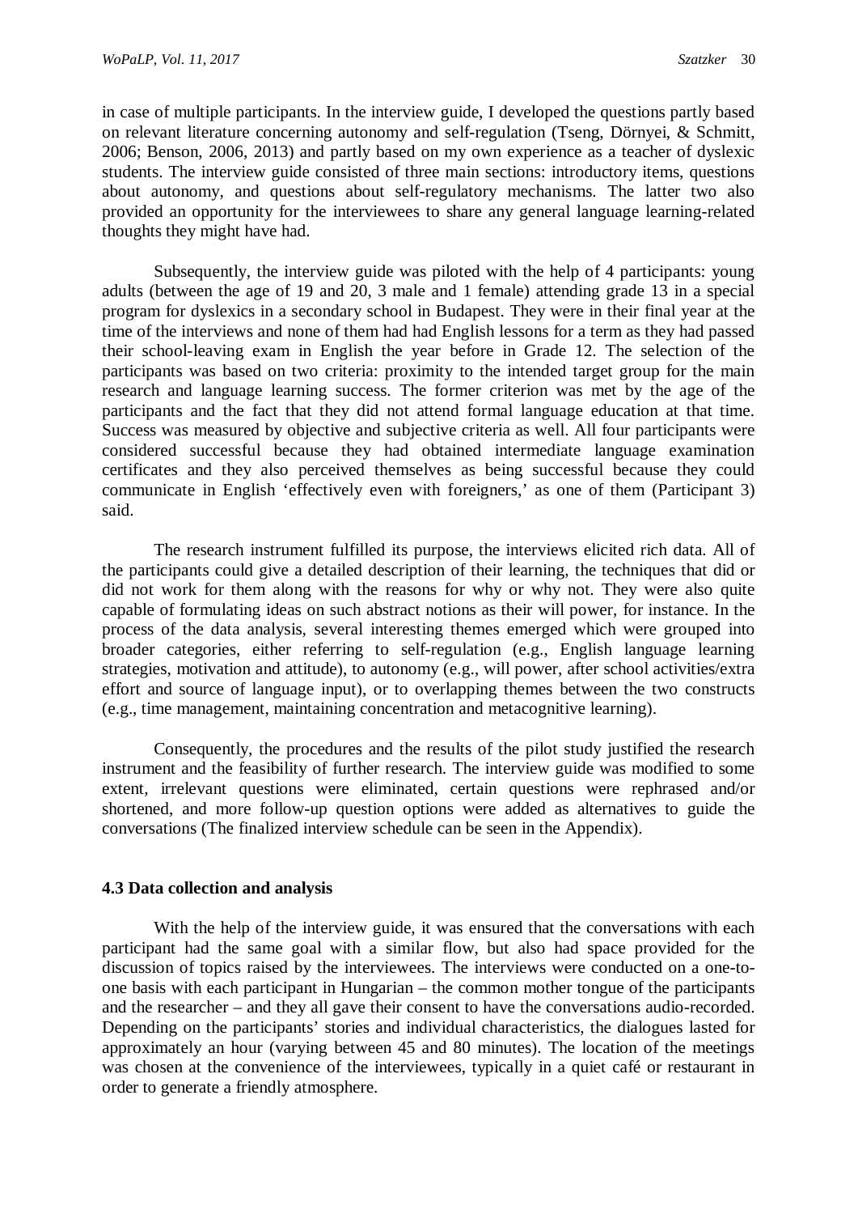in case of multiple participants. In the interview guide, I developed the questions partly based on relevant literature concerning autonomy and self-regulation (Tseng, Dörnyei, & Schmitt, 2006; Benson, 2006, 2013) and partly based on my own experience as a teacher of dyslexic students. The interview guide consisted of three main sections: introductory items, questions about autonomy, and questions about self-regulatory mechanisms. The latter two also provided an opportunity for the interviewees to share any general language learning-related thoughts they might have had.

Subsequently, the interview guide was piloted with the help of 4 participants: young adults (between the age of 19 and 20, 3 male and 1 female) attending grade 13 in a special program for dyslexics in a secondary school in Budapest. They were in their final year at the time of the interviews and none of them had had English lessons for a term as they had passed their school-leaving exam in English the year before in Grade 12. The selection of the participants was based on two criteria: proximity to the intended target group for the main research and language learning success. The former criterion was met by the age of the participants and the fact that they did not attend formal language education at that time. Success was measured by objective and subjective criteria as well. All four participants were considered successful because they had obtained intermediate language examination certificates and they also perceived themselves as being successful because they could communicate in English 'effectively even with foreigners,' as one of them (Participant 3) said.

The research instrument fulfilled its purpose, the interviews elicited rich data. All of the participants could give a detailed description of their learning, the techniques that did or did not work for them along with the reasons for why or why not. They were also quite capable of formulating ideas on such abstract notions as their will power, for instance. In the process of the data analysis, several interesting themes emerged which were grouped into broader categories, either referring to self-regulation (e.g., English language learning strategies, motivation and attitude), to autonomy (e.g., will power, after school activities/extra effort and source of language input), or to overlapping themes between the two constructs (e.g., time management, maintaining concentration and metacognitive learning).

Consequently, the procedures and the results of the pilot study justified the research instrument and the feasibility of further research. The interview guide was modified to some extent, irrelevant questions were eliminated, certain questions were rephrased and/or shortened, and more follow-up question options were added as alternatives to guide the conversations (The finalized interview schedule can be seen in the Appendix).

### 4.3 Data collection and analysis

With the help of the interview guide, it was ensured that the conversations with each participant had the same goal with a similar flow, but also had space provided for the discussion of topics raised by the interviewees. The interviews were conducted on a one-to-one basis with each participant in Hungarian – the common mother tongue of the participants and the researcher – and they all gave their consent to have the conversations audio-recorded. Depending on the participants' stories and individual characteristics, the dialogues lasted for approximately an hour (varying between 45 and 80 minutes). The location of the meetings was chosen at the convenience of the interviewees, typically in a quiet café or restaurant in order to generate a friendly atmosphere.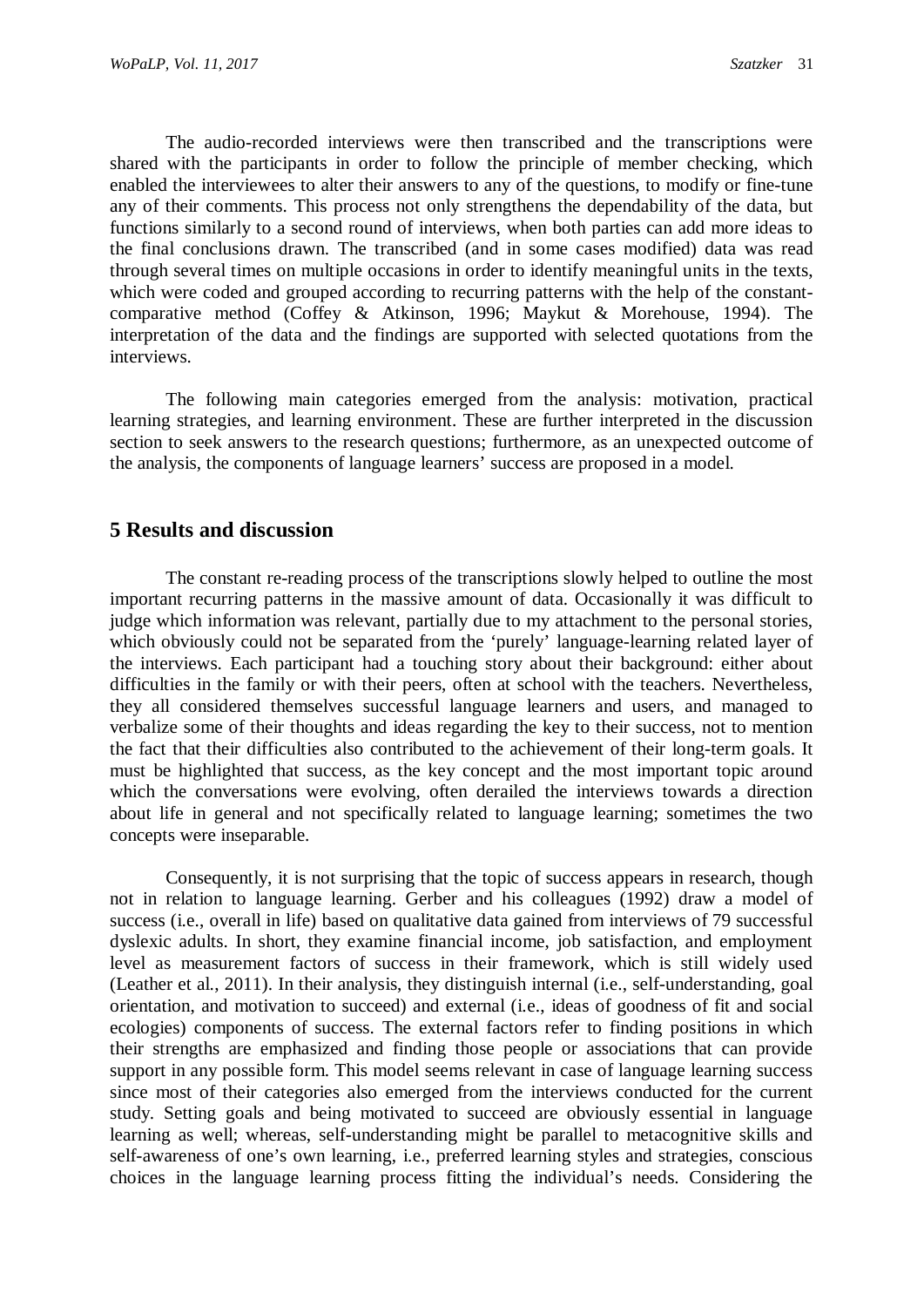The audio-recorded interviews were then transcribed and the transcriptions were shared with the participants in order to follow the principle of member checking, which enabled the interviewees to alter their answers to any of the questions, to modify or fine-tune any of their comments. This process not only strengthens the dependability of the data, but functions similarly to a second round of interviews, when both parties can add more ideas to the final conclusions drawn. The transcribed (and in some cases modified) data was read through several times on multiple occasions in order to identify meaningful units in the texts, which were coded and grouped according to recurring patterns with the help of the constant-comparative method (Coffey & Atkinson, 1996; Maykut & Morehouse, 1994). The interpretation of the data and the findings are supported with selected quotations from the interviews.

The following main categories emerged from the analysis: motivation, practical learning strategies, and learning environment. These are further interpreted in the discussion section to seek answers to the research questions; furthermore, as an unexpected outcome of the analysis, the components of language learners' success are proposed in a model.

## 5 Results and discussion

The constant re-reading process of the transcriptions slowly helped to outline the most important recurring patterns in the massive amount of data. Occasionally it was difficult to judge which information was relevant, partially due to my attachment to the personal stories, which obviously could not be separated from the 'purely' language-learning related layer of the interviews. Each participant had a touching story about their background: either about difficulties in the family or with their peers, often at school with the teachers. Nevertheless, they all considered themselves successful language learners and users, and managed to verbalize some of their thoughts and ideas regarding the key to their success, not to mention the fact that their difficulties also contributed to the achievement of their long-term goals. It must be highlighted that success, as the key concept and the most important topic around which the conversations were evolving, often derailed the interviews towards a direction about life in general and not specifically related to language learning; sometimes the two concepts were inseparable.

Consequently, it is not surprising that the topic of success appears in research, though not in relation to language learning. Gerber and his colleagues (1992) draw a model of success (i.e., overall in life) based on qualitative data gained from interviews of 79 successful dyslexic adults. In short, they examine financial income, job satisfaction, and employment level as measurement factors of success in their framework, which is still widely used (Leather et al., 2011). In their analysis, they distinguish internal (i.e., self-understanding, goal orientation, and motivation to succeed) and external (i.e., ideas of goodness of fit and social ecologies) components of success. The external factors refer to finding positions in which their strengths are emphasized and finding those people or associations that can provide support in any possible form. This model seems relevant in case of language learning success since most of their categories also emerged from the interviews conducted for the current study. Setting goals and being motivated to succeed are obviously essential in language learning as well; whereas, self-understanding might be parallel to metacognitive skills and self-awareness of one's own learning, i.e., preferred learning styles and strategies, conscious choices in the language learning process fitting the individual's needs. Considering the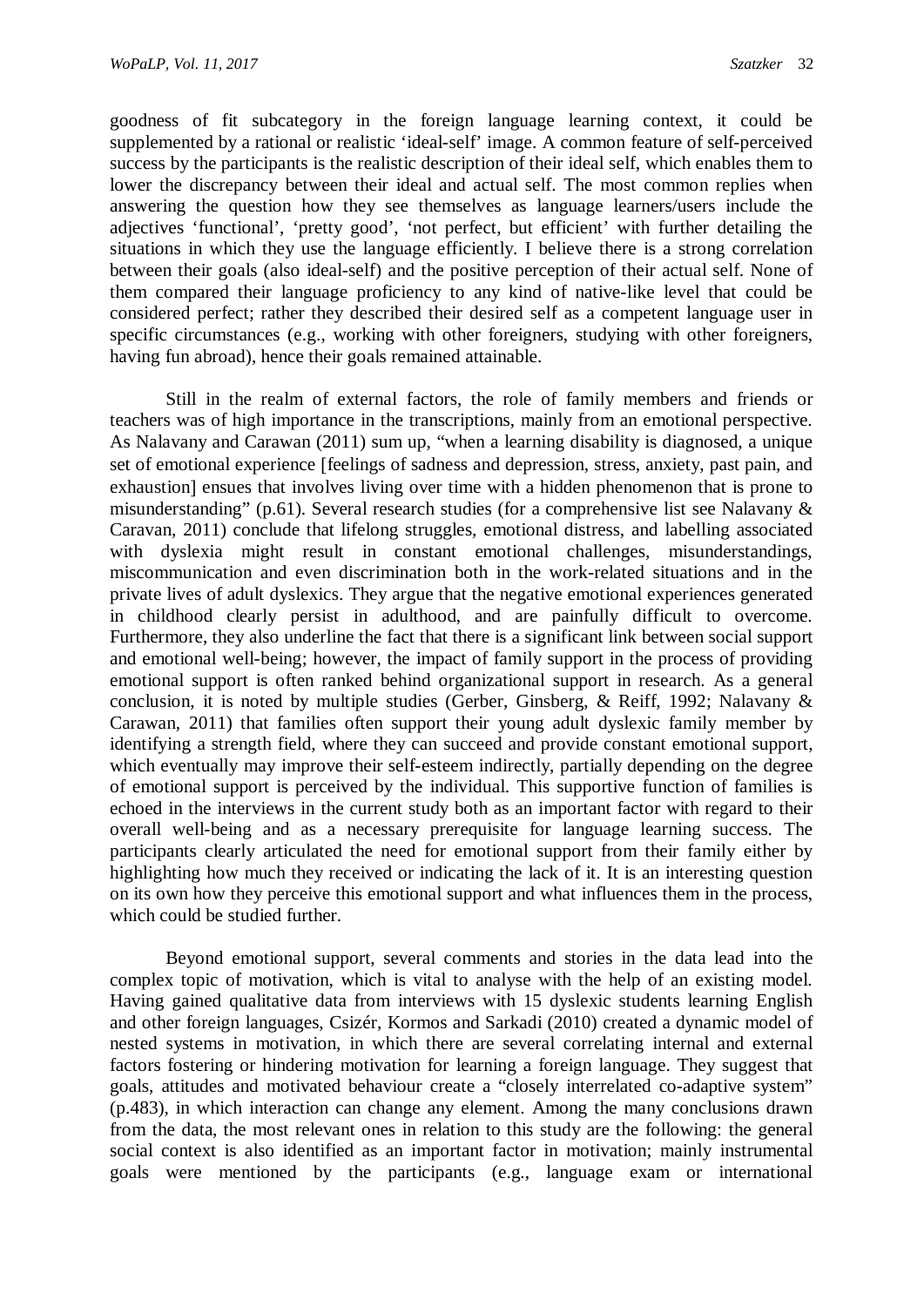goodness of fit subcategory in the foreign language learning context, it could be supplemented by a rational or realistic 'ideal-self' image. A common feature of self-perceived success by the participants is the realistic description of their ideal self, which enables them to lower the discrepancy between their ideal and actual self. The most common replies when answering the question how they see themselves as language learners/users include the adjectives 'functional', 'pretty good', 'not perfect, but efficient' with further detailing the situations in which they use the language efficiently. I believe there is a strong correlation between their goals (also ideal-self) and the positive perception of their actual self. None of them compared their language proficiency to any kind of native-like level that could be considered perfect; rather they described their desired self as a competent language user in specific circumstances (e.g., working with other foreigners, studying with other foreigners, having fun abroad), hence their goals remained attainable.

Still in the realm of external factors, the role of family members and friends or teachers was of high importance in the transcriptions, mainly from an emotional perspective. As Nalavany and Carawan (2011) sum up, "when a learning disability is diagnosed, a unique set of emotional experience [feelings of sadness and depression, stress, anxiety, past pain, and exhaustion] ensues that involves living over time with a hidden phenomenon that is prone to misunderstanding" (p.61). Several research studies (for a comprehensive list see Nalavany & Caravan, 2011) conclude that lifelong struggles, emotional distress, and labelling associated with dyslexia might result in constant emotional challenges, misunderstandings, miscommunication and even discrimination both in the work-related situations and in the private lives of adult dyslexics. They argue that the negative emotional experiences generated in childhood clearly persist in adulthood, and are painfully difficult to overcome. Furthermore, they also underline the fact that there is a significant link between social support and emotional well-being; however, the impact of family support in the process of providing emotional support is often ranked behind organizational support in research. As a general conclusion, it is noted by multiple studies (Gerber, Ginsberg, & Reiff, 1992; Nalavany & Carawan, 2011) that families often support their young adult dyslexic family member by identifying a strength field, where they can succeed and provide constant emotional support, which eventually may improve their self-esteem indirectly, partially depending on the degree of emotional support is perceived by the individual. This supportive function of families is echoed in the interviews in the current study both as an important factor with regard to their overall well-being and as a necessary prerequisite for language learning success. The participants clearly articulated the need for emotional support from their family either by highlighting how much they received or indicating the lack of it. It is an interesting question on its own how they perceive this emotional support and what influences them in the process, which could be studied further.

Beyond emotional support, several comments and stories in the data lead into the complex topic of motivation, which is vital to analyse with the help of an existing model. Having gained qualitative data from interviews with 15 dyslexic students learning English and other foreign languages, Csizér, Kormos and Sarkadi (2010) created a dynamic model of nested systems in motivation, in which there are several correlating internal and external factors fostering or hindering motivation for learning a foreign language. They suggest that goals, attitudes and motivated behaviour create a "closely interrelated co-adaptive system" (p.483), in which interaction can change any element. Among the many conclusions drawn from the data, the most relevant ones in relation to this study are the following: the general social context is also identified as an important factor in motivation; mainly instrumental goals were mentioned by the participants (e.g., language exam or international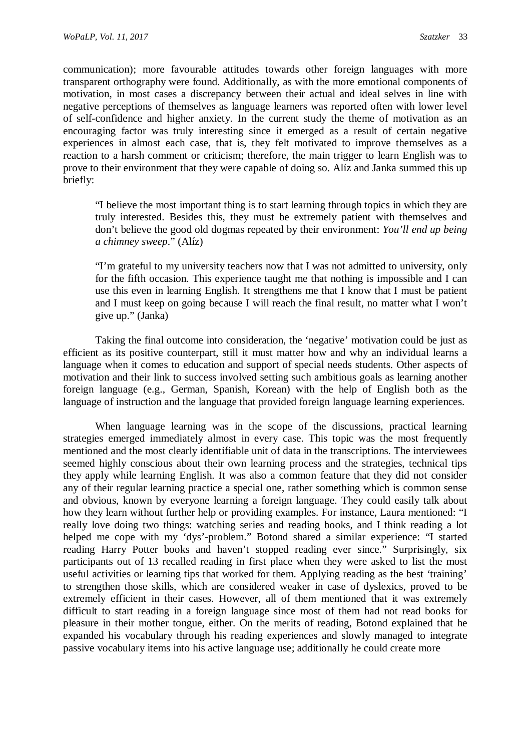communication); more favourable attitudes towards other foreign languages with more transparent orthography were found. Additionally, as with the more emotional components of motivation, in most cases a discrepancy between their actual and ideal selves in line with negative perceptions of themselves as language learners was reported often with lower level of self-confidence and higher anxiety. In the current study the theme of motivation as an encouraging factor was truly interesting since it emerged as a result of certain negative experiences in almost each case, that is, they felt motivated to improve themselves as a reaction to a harsh comment or criticism; therefore, the main trigger to learn English was to prove to their environment that they were capable of doing so. Alíz and Janka summed this up briefly:

> "I believe the most important thing is to start learning through topics in which they are truly interested. Besides this, they must be extremely patient with themselves and don't believe the good old dogmas repeated by their environment: *You'll end up being a chimney sweep*." (Alíz)

> "I'm grateful to my university teachers now that I was not admitted to university, only for the fifth occasion. This experience taught me that nothing is impossible and I can use this even in learning English. It strengthens me that I know that I must be patient and I must keep on going because I will reach the final result, no matter what I won't give up." (Janka)

Taking the final outcome into consideration, the 'negative' motivation could be just as efficient as its positive counterpart, still it must matter how and why an individual learns a language when it comes to education and support of special needs students. Other aspects of motivation and their link to success involved setting such ambitious goals as learning another foreign language (e.g., German, Spanish, Korean) with the help of English both as the language of instruction and the language that provided foreign language learning experiences.

When language learning was in the scope of the discussions, practical learning strategies emerged immediately almost in every case. This topic was the most frequently mentioned and the most clearly identifiable unit of data in the transcriptions. The interviewees seemed highly conscious about their own learning process and the strategies, technical tips they apply while learning English. It was also a common feature that they did not consider any of their regular learning practice a special one, rather something which is common sense and obvious, known by everyone learning a foreign language. They could easily talk about how they learn without further help or providing examples. For instance, Laura mentioned: "I really love doing two things: watching series and reading books, and I think reading a lot helped me cope with my 'dys'-problem." Botond shared a similar experience: "I started reading Harry Potter books and haven't stopped reading ever since." Surprisingly, six participants out of 13 recalled reading in first place when they were asked to list the most useful activities or learning tips that worked for them. Applying reading as the best 'training' to strengthen those skills, which are considered weaker in case of dyslexics, proved to be extremely efficient in their cases. However, all of them mentioned that it was extremely difficult to start reading in a foreign language since most of them had not read books for pleasure in their mother tongue, either. On the merits of reading, Botond explained that he expanded his vocabulary through his reading experiences and slowly managed to integrate passive vocabulary items into his active language use; additionally he could create more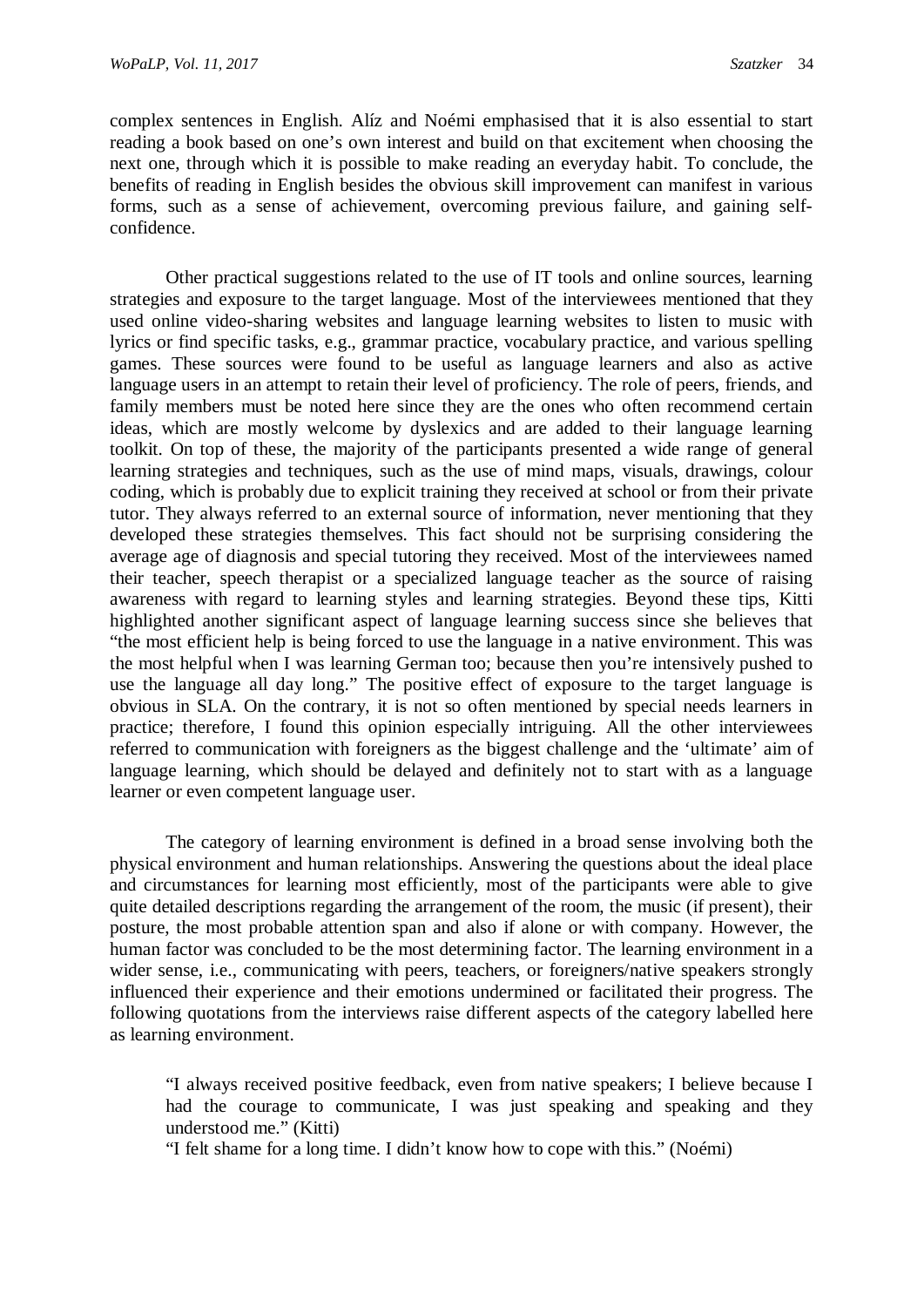complex sentences in English. Alíz and Noémi emphasised that it is also essential to start reading a book based on one's own interest and build on that excitement when choosing the next one, through which it is possible to make reading an everyday habit. To conclude, the benefits of reading in English besides the obvious skill improvement can manifest in various forms, such as a sense of achievement, overcoming previous failure, and gaining self-confidence.

Other practical suggestions related to the use of IT tools and online sources, learning strategies and exposure to the target language. Most of the interviewees mentioned that they used online video-sharing websites and language learning websites to listen to music with lyrics or find specific tasks, e.g., grammar practice, vocabulary practice, and various spelling games. These sources were found to be useful as language learners and also as active language users in an attempt to retain their level of proficiency. The role of peers, friends, and family members must be noted here since they are the ones who often recommend certain ideas, which are mostly welcome by dyslexics and are added to their language learning toolkit. On top of these, the majority of the participants presented a wide range of general learning strategies and techniques, such as the use of mind maps, visuals, drawings, colour coding, which is probably due to explicit training they received at school or from their private tutor. They always referred to an external source of information, never mentioning that they developed these strategies themselves. This fact should not be surprising considering the average age of diagnosis and special tutoring they received. Most of the interviewees named their teacher, speech therapist or a specialized language teacher as the source of raising awareness with regard to learning styles and learning strategies. Beyond these tips, Kitti highlighted another significant aspect of language learning success since she believes that "the most efficient help is being forced to use the language in a native environment. This was the most helpful when I was learning German too; because then you're intensively pushed to use the language all day long." The positive effect of exposure to the target language is obvious in SLA. On the contrary, it is not so often mentioned by special needs learners in practice; therefore, I found this opinion especially intriguing. All the other interviewees referred to communication with foreigners as the biggest challenge and the 'ultimate' aim of language learning, which should be delayed and definitely not to start with as a language learner or even competent language user.

The category of learning environment is defined in a broad sense involving both the physical environment and human relationships. Answering the questions about the ideal place and circumstances for learning most efficiently, most of the participants were able to give quite detailed descriptions regarding the arrangement of the room, the music (if present), their posture, the most probable attention span and also if alone or with company. However, the human factor was concluded to be the most determining factor. The learning environment in a wider sense, i.e., communicating with peers, teachers, or foreigners/native speakers strongly influenced their experience and their emotions undermined or facilitated their progress. The following quotations from the interviews raise different aspects of the category labelled here as learning environment.

> "I always received positive feedback, even from native speakers; I believe because I had the courage to communicate, I was just speaking and speaking and they understood me." (Kitti)
>
> "I felt shame for a long time. I didn't know how to cope with this." (Noémi)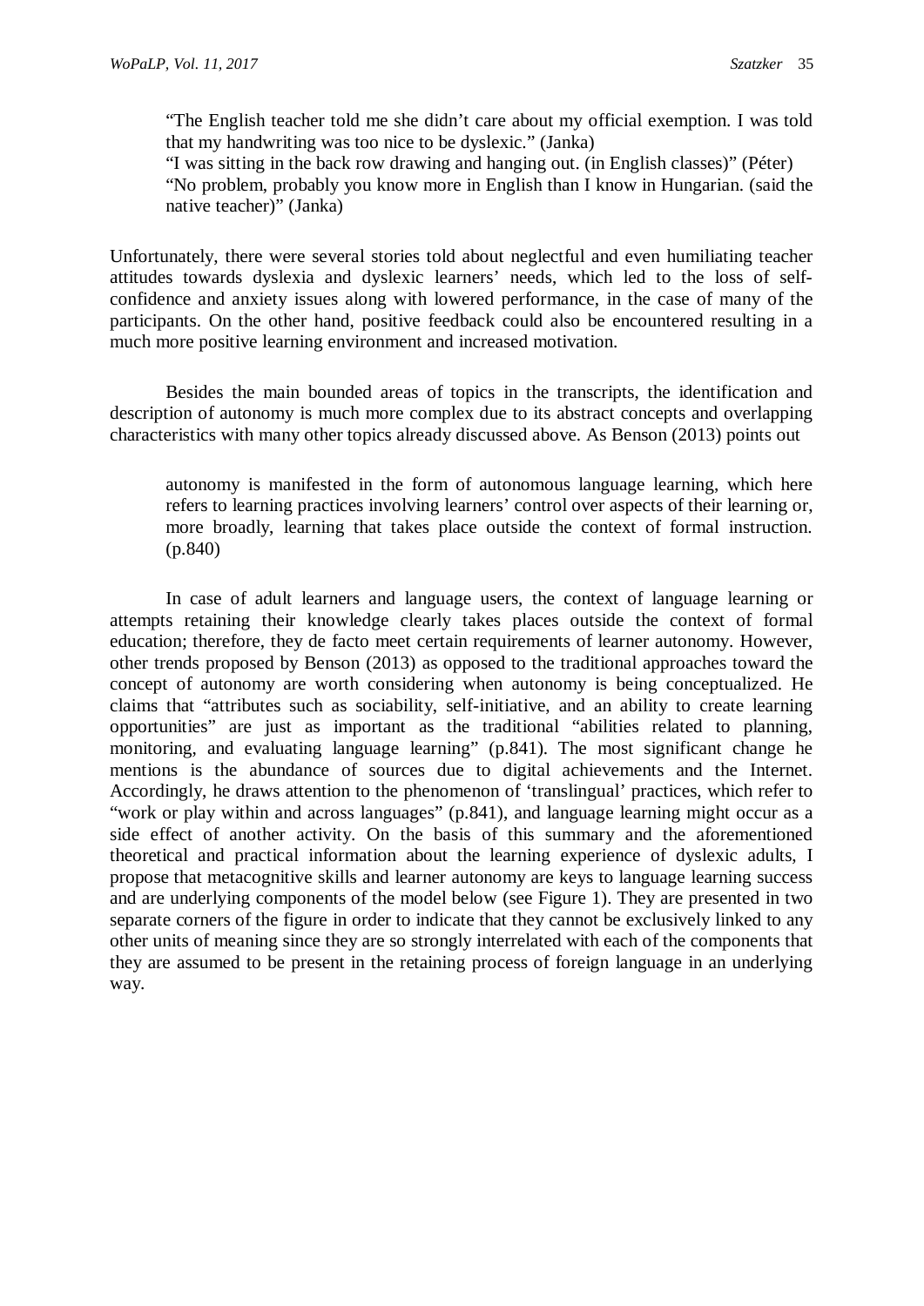> "The English teacher told me she didn't care about my official exemption. I was told that my handwriting was too nice to be dyslexic." (Janka)
>
> "I was sitting in the back row drawing and hanging out. (in English classes)" (Péter)
>
> "No problem, probably you know more in English than I know in Hungarian. (said the native teacher)" (Janka)

Unfortunately, there were several stories told about neglectful and even humiliating teacher attitudes towards dyslexia and dyslexic learners' needs, which led to the loss of self-confidence and anxiety issues along with lowered performance, in the case of many of the participants. On the other hand, positive feedback could also be encountered resulting in a much more positive learning environment and increased motivation.

Besides the main bounded areas of topics in the transcripts, the identification and description of autonomy is much more complex due to its abstract concepts and overlapping characteristics with many other topics already discussed above. As Benson (2013) points out

> autonomy is manifested in the form of autonomous language learning, which here refers to learning practices involving learners' control over aspects of their learning or, more broadly, learning that takes place outside the context of formal instruction. (p.840)

In case of adult learners and language users, the context of language learning or attempts retaining their knowledge clearly takes places outside the context of formal education; therefore, they de facto meet certain requirements of learner autonomy. However, other trends proposed by Benson (2013) as opposed to the traditional approaches toward the concept of autonomy are worth considering when autonomy is being conceptualized. He claims that "attributes such as sociability, self-initiative, and an ability to create learning opportunities" are just as important as the traditional "abilities related to planning, monitoring, and evaluating language learning" (p.841). The most significant change he mentions is the abundance of sources due to digital achievements and the Internet. Accordingly, he draws attention to the phenomenon of 'translingual' practices, which refer to "work or play within and across languages" (p.841), and language learning might occur as a side effect of another activity. On the basis of this summary and the aforementioned theoretical and practical information about the learning experience of dyslexic adults, I propose that metacognitive skills and learner autonomy are keys to language learning success and are underlying components of the model below (see Figure 1). They are presented in two separate corners of the figure in order to indicate that they cannot be exclusively linked to any other units of meaning since they are so strongly interrelated with each of the components that they are assumed to be present in the retaining process of foreign language in an underlying way.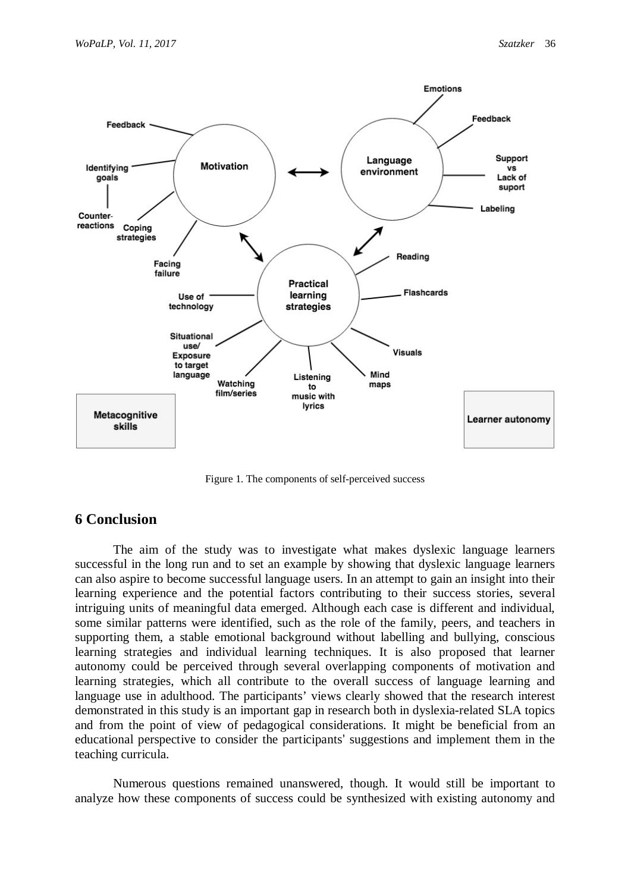Figure 1. The components of self-perceived success

## 6 Conclusion

The aim of the study was to investigate what makes dyslexic language learners successful in the long run and to set an example by showing that dyslexic language learners can also aspire to become successful language users. In an attempt to gain an insight into their learning experience and the potential factors contributing to their success stories, several intriguing units of meaningful data emerged. Although each case is different and individual, some similar patterns were identified, such as the role of the family, peers, and teachers in supporting them, a stable emotional background without labelling and bullying, conscious learning strategies and individual learning techniques. It is also proposed that learner autonomy could be perceived through several overlapping components of motivation and learning strategies, which all contribute to the overall success of language learning and language use in adulthood. The participants' views clearly showed that the research interest demonstrated in this study is an important gap in research both in dyslexia-related SLA topics and from the point of view of pedagogical considerations. It might be beneficial from an educational perspective to consider the participants' suggestions and implement them in the teaching curricula.

Numerous questions remained unanswered, though. It would still be important to analyze how these components of success could be synthesized with existing autonomy and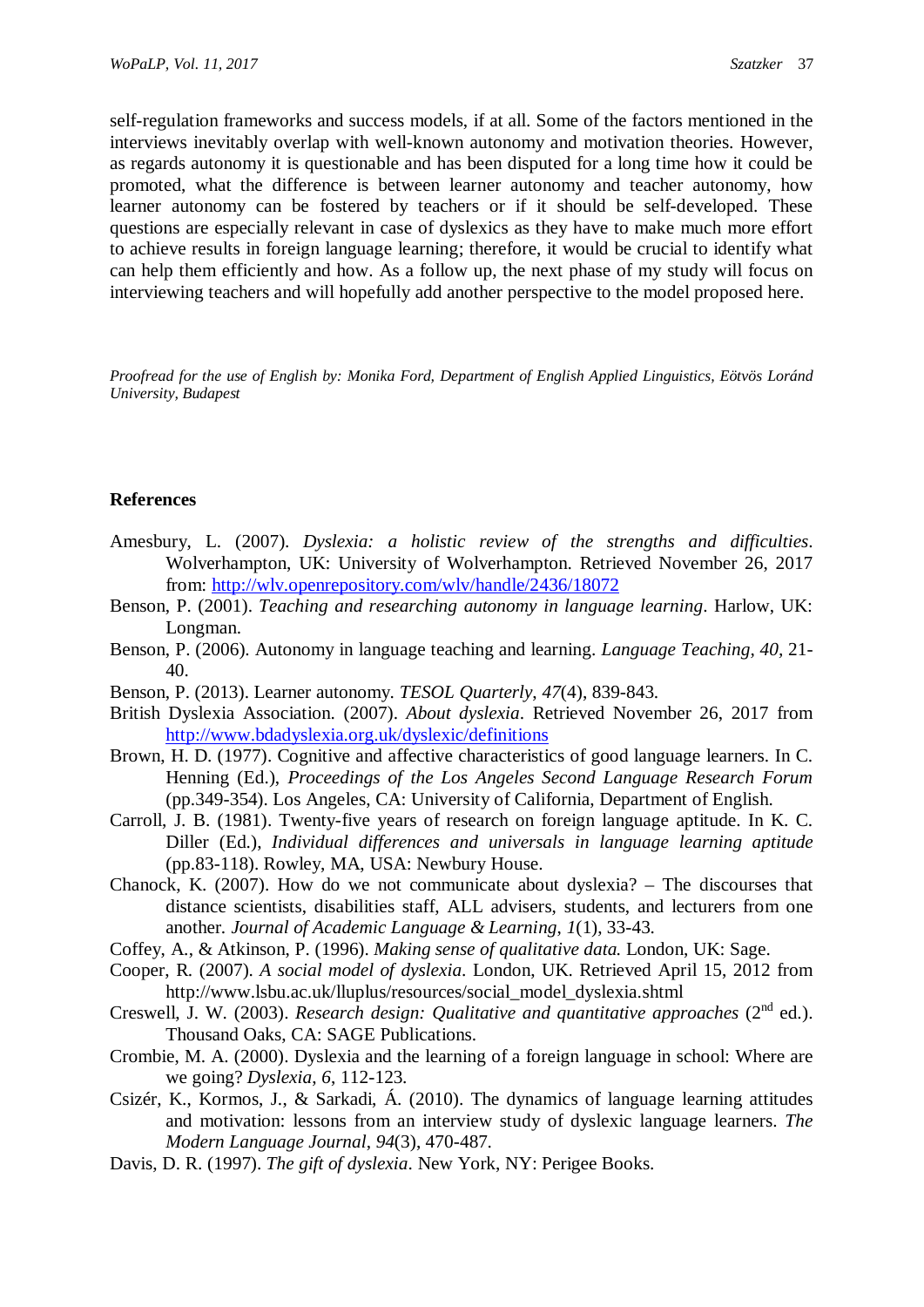self-regulation frameworks and success models, if at all. Some of the factors mentioned in the interviews inevitably overlap with well-known autonomy and motivation theories. However, as regards autonomy it is questionable and has been disputed for a long time how it could be promoted, what the difference is between learner autonomy and teacher autonomy, how learner autonomy can be fostered by teachers or if it should be self-developed. These questions are especially relevant in case of dyslexics as they have to make much more effort to achieve results in foreign language learning; therefore, it would be crucial to identify what can help them efficiently and how. As a follow up, the next phase of my study will focus on interviewing teachers and will hopefully add another perspective to the model proposed here.

*Proofread for the use of English by: Monika Ford, Department of English Applied Linguistics, Eötvös Loránd University, Budapest*

## References

Amesbury, L. (2007). *Dyslexia: a holistic review of the strengths and difficulties*. Wolverhampton, UK: University of Wolverhampton. Retrieved November 26, 2017 from: http://wlv.openrepository.com/wlv/handle/2436/18072

Benson, P. (2001). *Teaching and researching autonomy in language learning*. Harlow, UK: Longman.

Benson, P. (2006). Autonomy in language teaching and learning. *Language Teaching, 40,* 21-40.

Benson, P. (2013). Learner autonomy. *TESOL Quarterly*, *47*(4), 839-843.

British Dyslexia Association. (2007). *About dyslexia*. Retrieved November 26, 2017 from http://www.bdadyslexia.org.uk/dyslexic/definitions

Brown, H. D. (1977). Cognitive and affective characteristics of good language learners. In C. Henning (Ed.), *Proceedings of the Los Angeles Second Language Research Forum* (pp.349-354). Los Angeles, CA: University of California, Department of English.

Carroll, J. B. (1981). Twenty-five years of research on foreign language aptitude. In K. C. Diller (Ed.), *Individual differences and universals in language learning aptitude* (pp.83-118). Rowley, MA, USA: Newbury House.

Chanock, K. (2007). How do we not communicate about dyslexia? – The discourses that distance scientists, disabilities staff, ALL advisers, students, and lecturers from one another. *Journal of Academic Language & Learning*, *1*(1), 33-43.

Coffey, A., & Atkinson, P. (1996). *Making sense of qualitative data.* London, UK: Sage.

Cooper, R. (2007). *A social model of dyslexia*. London, UK. Retrieved April 15, 2012 from http://www.lsbu.ac.uk/lluplus/resources/social_model_dyslexia.shtml

Creswell, J. W. (2003). *Research design: Qualitative and quantitative approaches* (2nd ed.). Thousand Oaks, CA: SAGE Publications.

Crombie, M. A. (2000). Dyslexia and the learning of a foreign language in school: Where are we going? *Dyslexia*, *6*, 112-123.

Csizér, K., Kormos, J., & Sarkadi, Á. (2010). The dynamics of language learning attitudes and motivation: lessons from an interview study of dyslexic language learners. *The Modern Language Journal*, *94*(3), 470-487.

Davis, D. R. (1997). *The gift of dyslexia*. New York, NY: Perigee Books.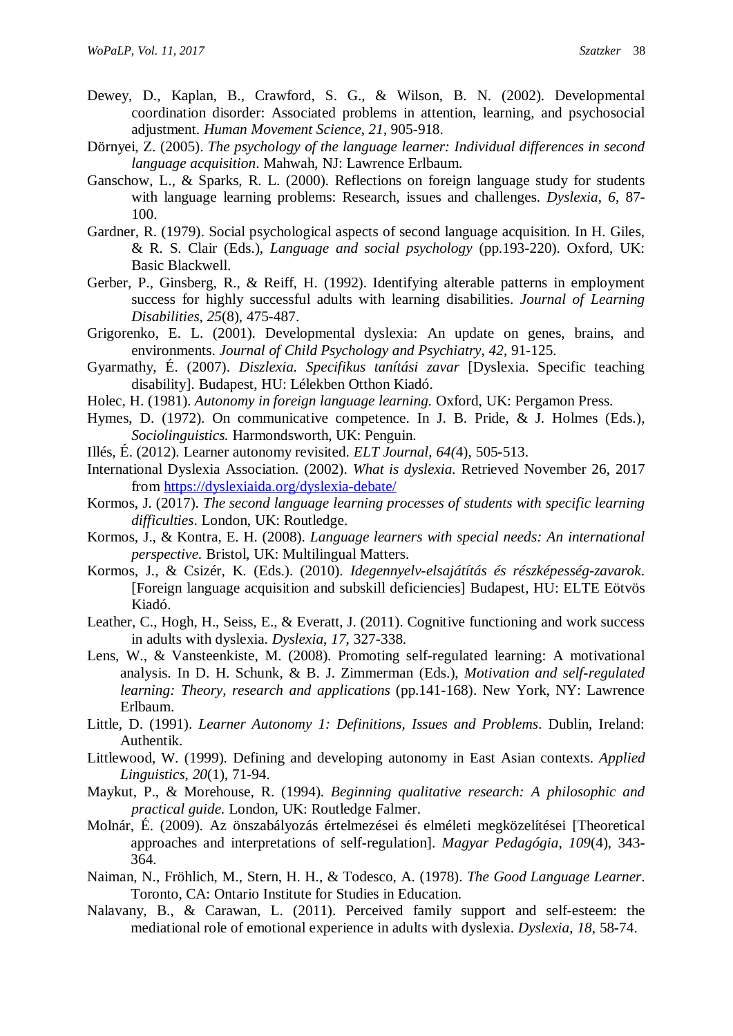Dewey, D., Kaplan, B., Crawford, S. G., & Wilson, B. N. (2002). Developmental coordination disorder: Associated problems in attention, learning, and psychosocial adjustment. *Human Movement Science*, *21*, 905-918.

Dörnyei, Z. (2005). *The psychology of the language learner: Individual differences in second language acquisition*. Mahwah, NJ: Lawrence Erlbaum.

Ganschow, L., & Sparks, R. L. (2000). Reflections on foreign language study for students with language learning problems: Research, issues and challenges. *Dyslexia*, *6*, 87-100.

Gardner, R. (1979). Social psychological aspects of second language acquisition. In H. Giles, & R. S. Clair (Eds.), *Language and social psychology* (pp.193-220). Oxford, UK: Basic Blackwell.

Gerber, P., Ginsberg, R., & Reiff, H. (1992). Identifying alterable patterns in employment success for highly successful adults with learning disabilities. *Journal of Learning Disabilities*, *25*(8), 475-487.

Grigorenko, E. L. (2001). Developmental dyslexia: An update on genes, brains, and environments. *Journal of Child Psychology and Psychiatry*, *42*, 91-125.

Gyarmathy, É. (2007). *Diszlexia. Specifikus tanítási zavar* [Dyslexia. Specific teaching disability]. Budapest, HU: Lélekben Otthon Kiadó.

Holec, H. (1981). *Autonomy in foreign language learning.* Oxford, UK: Pergamon Press.

Hymes, D. (1972). On communicative competence. In J. B. Pride, & J. Holmes (Eds.), *Sociolinguistics.* Harmondsworth, UK: Penguin.

Illés, É. (2012). Learner autonomy revisited. *ELT Journal*, *64(*4), 505-513.

International Dyslexia Association. (2002). *What is dyslexia.* Retrieved November 26, 2017 from https://dyslexiaida.org/dyslexia-debate/

Kormos, J. (2017). *The second language learning processes of students with specific learning difficulties*. London, UK: Routledge.

Kormos, J., & Kontra, E. H. (2008). *Language learners with special needs: An international perspective.* Bristol, UK: Multilingual Matters.

Kormos, J., & Csizér, K. (Eds.). (2010). *Idegennyelv-elsajátítás és részképesség-zavarok*. [Foreign language acquisition and subskill deficiencies] Budapest, HU: ELTE Eötvös Kiadó.

Leather, C., Hogh, H., Seiss, E., & Everatt, J. (2011). Cognitive functioning and work success in adults with dyslexia. *Dyslexia*, *17*, 327-338.

Lens, W., & Vansteenkiste, M. (2008). Promoting self-regulated learning: A motivational analysis. In D. H. Schunk, & B. J. Zimmerman (Eds.), *Motivation and self-regulated learning: Theory, research and applications* (pp.141-168). New York, NY: Lawrence Erlbaum.

Little, D. (1991). *Learner Autonomy 1: Definitions, Issues and Problems*. Dublin, Ireland: Authentik.

Littlewood, W. (1999). Defining and developing autonomy in East Asian contexts. *Applied Linguistics*, *20*(1), 71-94.

Maykut, P., & Morehouse, R. (1994). *Beginning qualitative research: A philosophic and practical guide.* London, UK: Routledge Falmer.

Molnár, É. (2009). Az önszabályozás értelmezései és elméleti megközelítései [Theoretical approaches and interpretations of self-regulation]. *Magyar Pedagógia*, *109*(4), 343-364.

Naiman, N., Fröhlich, M., Stern, H. H., & Todesco, A. (1978). *The Good Language Learner*. Toronto, CA: Ontario Institute for Studies in Education.

Nalavany, B., & Carawan, L. (2011). Perceived family support and self-esteem: the mediational role of emotional experience in adults with dyslexia. *Dyslexia*, *18*, 58-74.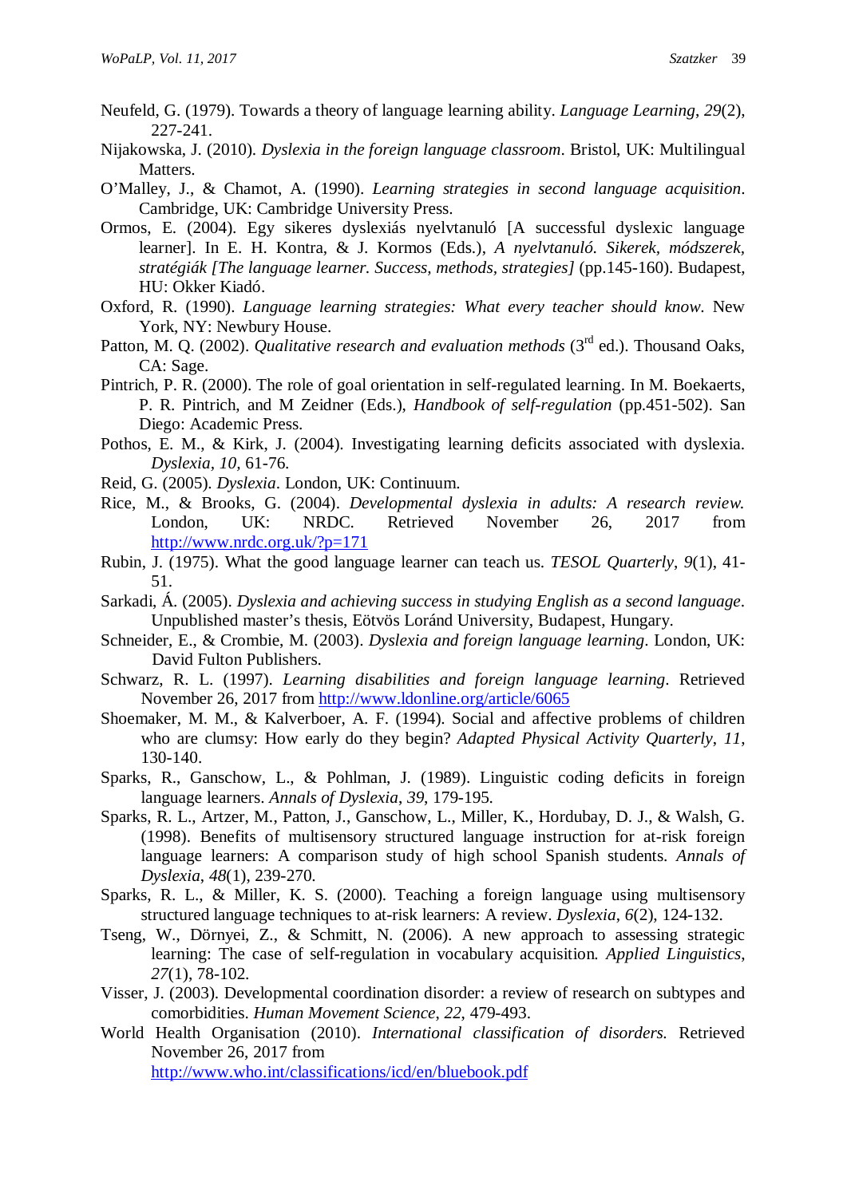Neufeld, G. (1979). Towards a theory of language learning ability. *Language Learning*, *29*(2), 227-241.

Nijakowska, J. (2010). *Dyslexia in the foreign language classroom*. Bristol, UK: Multilingual Matters.

O'Malley, J., & Chamot, A. (1990). *Learning strategies in second language acquisition*. Cambridge, UK: Cambridge University Press.

Ormos, E. (2004). Egy sikeres dyslexiás nyelvtanuló [A successful dyslexic language learner]. In E. H. Kontra, & J. Kormos (Eds.), *A nyelvtanuló. Sikerek, módszerek, stratégiák [The language learner. Success, methods, strategies]* (pp.145-160). Budapest, HU: Okker Kiadó.

Oxford, R. (1990). *Language learning strategies: What every teacher should know*. New York, NY: Newbury House.

Patton, M. Q. (2002). *Qualitative research and evaluation methods* (3rd ed.). Thousand Oaks, CA: Sage.

Pintrich, P. R. (2000). The role of goal orientation in self-regulated learning. In M. Boekaerts, P. R. Pintrich, and M Zeidner (Eds.), *Handbook of self-regulation* (pp.451-502). San Diego: Academic Press.

Pothos, E. M., & Kirk, J. (2004). Investigating learning deficits associated with dyslexia. *Dyslexia*, *10*, 61-76.

Reid, G. (2005). *Dyslexia*. London, UK: Continuum.

Rice, M., & Brooks, G. (2004). *Developmental dyslexia in adults: A research review.* London, UK: NRDC. Retrieved November 26, 2017 from http://www.nrdc.org.uk/?p=171

Rubin, J. (1975). What the good language learner can teach us. *TESOL Quarterly*, *9*(1), 41-51.

Sarkadi, Á. (2005). *Dyslexia and achieving success in studying English as a second language*. Unpublished master's thesis, Eötvös Loránd University, Budapest, Hungary.

Schneider, E., & Crombie, M. (2003). *Dyslexia and foreign language learning*. London, UK: David Fulton Publishers.

Schwarz, R. L. (1997). *Learning disabilities and foreign language learning*. Retrieved November 26, 2017 from http://www.ldonline.org/article/6065

Shoemaker, M. M., & Kalverboer, A. F. (1994). Social and affective problems of children who are clumsy: How early do they begin? *Adapted Physical Activity Quarterly*, *11*, 130-140.

Sparks, R., Ganschow, L., & Pohlman, J. (1989). Linguistic coding deficits in foreign language learners. *Annals of Dyslexia*, *39*, 179-195.

Sparks, R. L., Artzer, M., Patton, J., Ganschow, L., Miller, K., Hordubay, D. J., & Walsh, G. (1998). Benefits of multisensory structured language instruction for at-risk foreign language learners: A comparison study of high school Spanish students. *Annals of Dyslexia*, *48*(1), 239-270.

Sparks, R. L., & Miller, K. S. (2000). Teaching a foreign language using multisensory structured language techniques to at-risk learners: A review. *Dyslexia*, *6*(2), 124-132.

Tseng, W., Dörnyei, Z., & Schmitt, N. (2006). A new approach to assessing strategic learning: The case of self-regulation in vocabulary acquisition. *Applied Linguistics*, *27*(1), 78-102.

Visser, J. (2003). Developmental coordination disorder: a review of research on subtypes and comorbidities. *Human Movement Science*, *22*, 479-493.

World Health Organisation (2010). *International classification of disorders.* Retrieved November 26, 2017 from http://www.who.int/classifications/icd/en/bluebook.pdf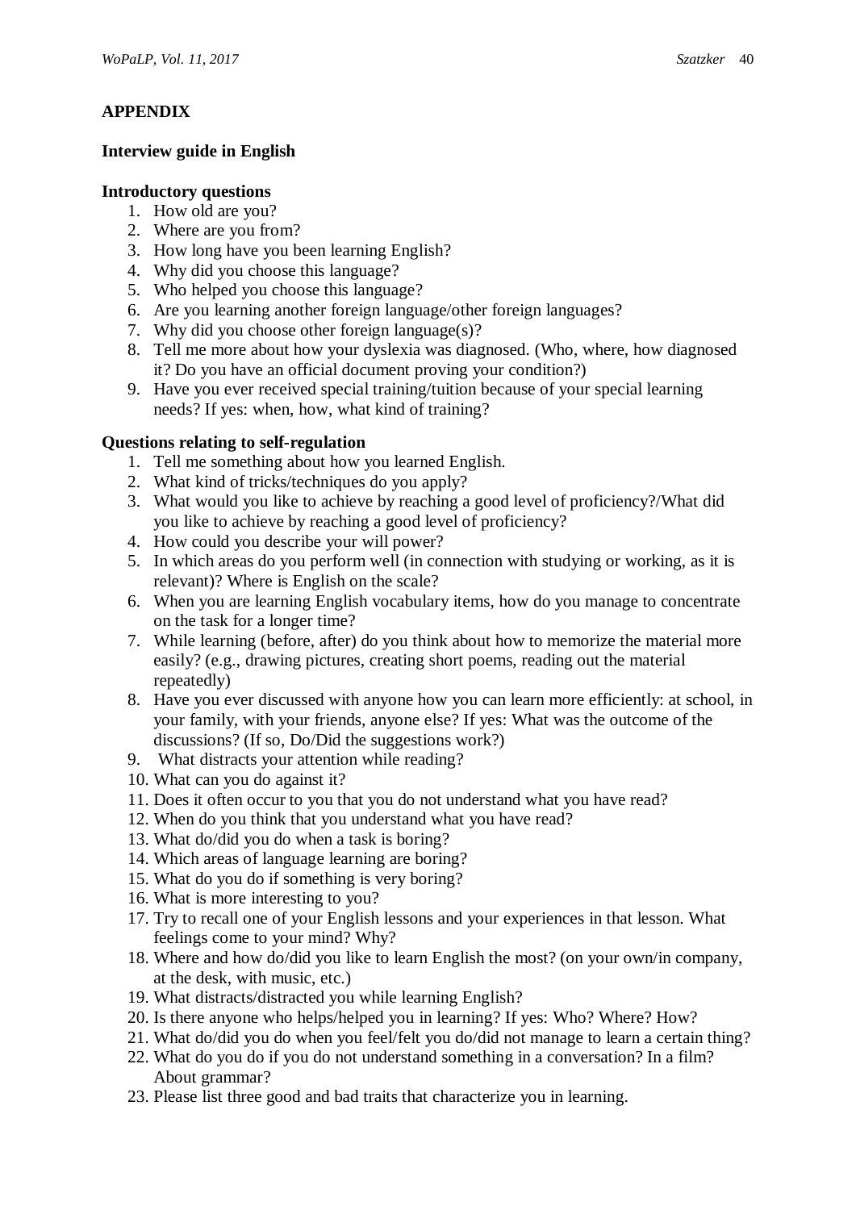## APPENDIX

### Interview guide in English

**Introductory questions**

1. How old are you?
2. Where are you from?
3. How long have you been learning English?
4. Why did you choose this language?
5. Who helped you choose this language?
6. Are you learning another foreign language/other foreign languages?
7. Why did you choose other foreign language(s)?
8. Tell me more about how your dyslexia was diagnosed. (Who, where, how diagnosed it? Do you have an official document proving your condition?)
9. Have you ever received special training/tuition because of your special learning needs? If yes: when, how, what kind of training?

**Questions relating to self-regulation**

1. Tell me something about how you learned English.
2. What kind of tricks/techniques do you apply?
3. What would you like to achieve by reaching a good level of proficiency?/What did you like to achieve by reaching a good level of proficiency?
4. How could you describe your will power?
5. In which areas do you perform well (in connection with studying or working, as it is relevant)? Where is English on the scale?
6. When you are learning English vocabulary items, how do you manage to concentrate on the task for a longer time?
7. While learning (before, after) do you think about how to memorize the material more easily? (e.g., drawing pictures, creating short poems, reading out the material repeatedly)
8. Have you ever discussed with anyone how you can learn more efficiently: at school, in your family, with your friends, anyone else? If yes: What was the outcome of the discussions? (If so, Do/Did the suggestions work?)
9. What distracts your attention while reading?
10. What can you do against it?
11. Does it often occur to you that you do not understand what you have read?
12. When do you think that you understand what you have read?
13. What do/did you do when a task is boring?
14. Which areas of language learning are boring?
15. What do you do if something is very boring?
16. What is more interesting to you?
17. Try to recall one of your English lessons and your experiences in that lesson. What feelings come to your mind? Why?
18. Where and how do/did you like to learn English the most? (on your own/in company, at the desk, with music, etc.)
19. What distracts/distracted you while learning English?
20. Is there anyone who helps/helped you in learning? If yes: Who? Where? How?
21. What do/did you do when you feel/felt you do/did not manage to learn a certain thing?
22. What do you do if you do not understand something in a conversation? In a film? About grammar?
23. Please list three good and bad traits that characterize you in learning.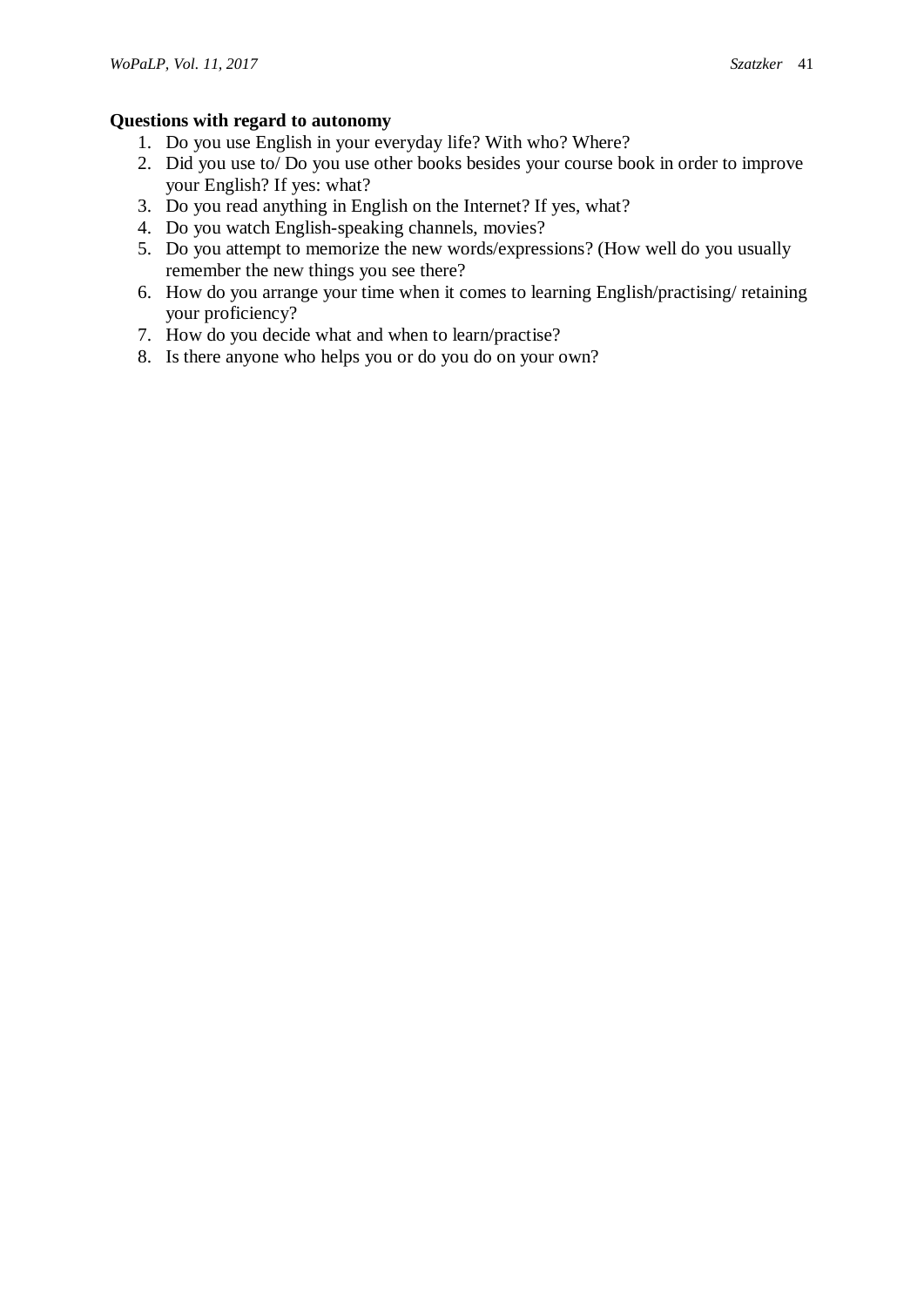**Questions with regard to autonomy**

1. Do you use English in your everyday life? With who? Where?
2. Did you use to/ Do you use other books besides your course book in order to improve your English? If yes: what?
3. Do you read anything in English on the Internet? If yes, what?
4. Do you watch English-speaking channels, movies?
5. Do you attempt to memorize the new words/expressions? (How well do you usually remember the new things you see there?
6. How do you arrange your time when it comes to learning English/practising/ retaining your proficiency?
7. How do you decide what and when to learn/practise?
8. Is there anyone who helps you or do you do on your own?